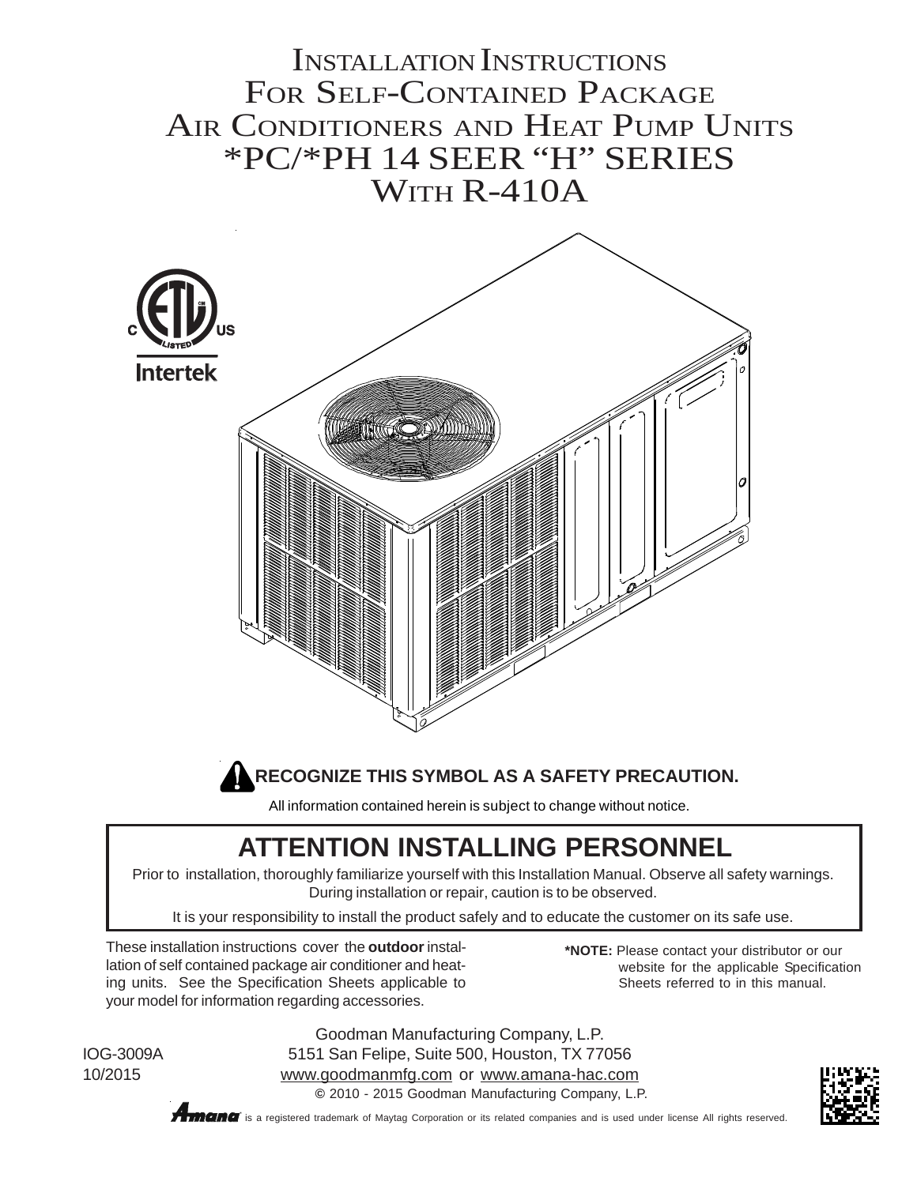# Installation Instructions For Self-Contained Package Air Conditioners and Heat Pump Units *PC/*PH 14 SEER "H" Series With R-410A

**RECOGNIZE THIS SYMBOL AS A SAFETY PRECAUTION.**

All information contained herein is subject to change without notice.

## ATTENTION INSTALLING PERSONNEL

Prior to installation, thoroughly familiarize yourself with this Installation Manual. Observe all safety warnings. During installation or repair, caution is to be observed.

It is your responsibility to install the product safely and to educate the customer on its safe use.

These installation instructions cover the **outdoor** installation of self contained package air conditioner and heating units. See the Specification Sheets applicable to your model for information regarding accessories.

***NOTE:** Please contact your distributor or our website for the applicable Specification Sheets referred to in this manual.

IOG-3009A
10/2015

Goodman Manufacturing Company, L.P.
5151 San Felipe, Suite 500, Houston, TX 77056
www.goodmanmfg.com or www.amana-hac.com
© 2010 - 2015 Goodman Manufacturing Company, L.P.

Amana is a registered trademark of Maytag Corporation or its related companies and is used under license All rights reserved.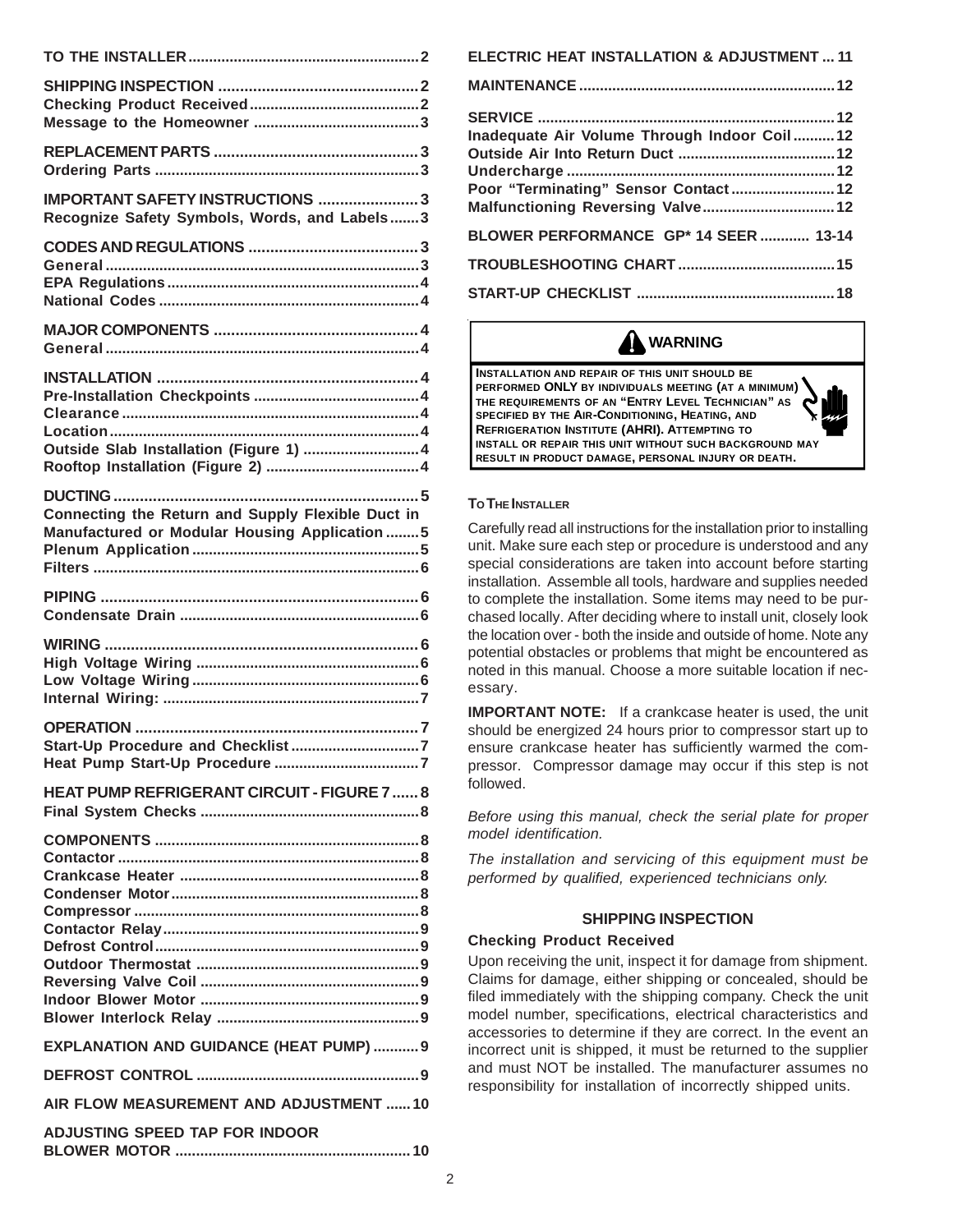TO THE INSTALLER ....................................................... 2

SHIPPING INSPECTION ............................................... 2
Checking Product Received ........................................ 2
Message to the Homeowner ........................................ 3

REPLACEMENT PARTS ................................................ 3
Ordering Parts ............................................................... 3

IMPORTANT SAFETY INSTRUCTIONS ....................... 3
Recognize Safety Symbols, Words, and Labels ....... 3

CODES AND REGULATIONS ....................................... 3
General ........................................................................... 3
EPA Regulations ............................................................ 4
National Codes .............................................................. 4

MAJOR COMPONENTS ............................................... 4
General ........................................................................... 4

INSTALLATION ............................................................ 4
Pre-Installation Checkpoints ....................................... 4
Clearance ....................................................................... 4
Location .......................................................................... 4
Outside Slab Installation (Figure 1) ........................... 4
Rooftop Installation (Figure 2) .................................... 4

DUCTING ...................................................................... 5
Connecting the Return and Supply Flexible Duct in Manufactured or Modular Housing Application ........ 5
Plenum Application ...................................................... 5
Filters ............................................................................. 6

PIPING .......................................................................... 6
Condensate Drain ......................................................... 6

WIRING ......................................................................... 6
High Voltage Wiring ..................................................... 6
Low Voltage Wiring ...................................................... 6
Internal Wiring: ............................................................. 7

OPERATION .................................................................. 7
Start-Up Procedure and Checklist ............................... 7
Heat Pump Start-Up Procedure ................................... 7

HEAT PUMP REFRIGERANT CIRCUIT - FIGURE 7 ...... 8
Final System Checks .................................................... 8

COMPONENTS ............................................................... 8
Contactor ........................................................................ 8
Crankcase Heater ......................................................... 8
Condenser Motor ........................................................... 8
Compressor .................................................................... 8
Contactor Relay ............................................................. 9
Defrost Control ............................................................... 9
Outdoor Thermostat ..................................................... 9
Reversing Valve Coil .................................................... 9
Indoor Blower Motor .................................................... 9
Blower Interlock Relay ................................................. 9

EXPLANATION AND GUIDANCE (HEAT PUMP) ........... 9

DEFROST CONTROL ..................................................... 9

AIR FLOW MEASUREMENT AND ADJUSTMENT ...... 10

ADJUSTING SPEED TAP FOR INDOOR BLOWER MOTOR ........................................................ 10

ELECTRIC HEAT INSTALLATION & ADJUSTMENT ... 11

MAINTENANCE ............................................................. 12

SERVICE ....................................................................... 12
Inadequate Air Volume Through Indoor Coil .......... 12
Outside Air Into Return Duct ...................................... 12
Undercharge ................................................................ 12
Poor "Terminating" Sensor Contact ......................... 12
Malfunctioning Reversing Valve ................................ 12

BLOWER PERFORMANCE GP* 14 SEER ............ 13-14

TROUBLESHOOTING CHART ...................................... 15

START-UP CHECKLIST ................................................ 18

**WARNING**

INSTALLATION AND REPAIR OF THIS UNIT SHOULD BE PERFORMED **ONLY** BY INDIVIDUALS MEETING (AT A MINIMUM) THE REQUIREMENTS OF AN "ENTRY LEVEL TECHNICIAN" AS SPECIFIED BY THE AIR-CONDITIONING, HEATING, AND REFRIGERATION INSTITUTE (AHRI). ATTEMPTING TO INSTALL OR REPAIR THIS UNIT WITHOUT SUCH BACKGROUND MAY RESULT IN PRODUCT DAMAGE, PERSONAL INJURY OR DEATH.

## TO THE INSTALLER

Carefully read all instructions for the installation prior to installing unit. Make sure each step or procedure is understood and any special considerations are taken into account before starting installation. Assemble all tools, hardware and supplies needed to complete the installation. Some items may need to be purchased locally. After deciding where to install unit, closely look the location over - both the inside and outside of home. Note any potential obstacles or problems that might be encountered as noted in this manual. Choose a more suitable location if necessary.

**IMPORTANT NOTE:** If a crankcase heater is used, the unit should be energized 24 hours prior to compressor start up to ensure crankcase heater has sufficiently warmed the compressor. Compressor damage may occur if this step is not followed.

*Before using this manual, check the serial plate for proper model identification.*

*The installation and servicing of this equipment must be performed by qualified, experienced technicians only.*

## SHIPPING INSPECTION

### Checking Product Received

Upon receiving the unit, inspect it for damage from shipment. Claims for damage, either shipping or concealed, should be filed immediately with the shipping company. Check the unit model number, specifications, electrical characteristics and accessories to determine if they are correct. In the event an incorrect unit is shipped, it must be returned to the supplier and must NOT be installed. The manufacturer assumes no responsibility for installation of incorrectly shipped units.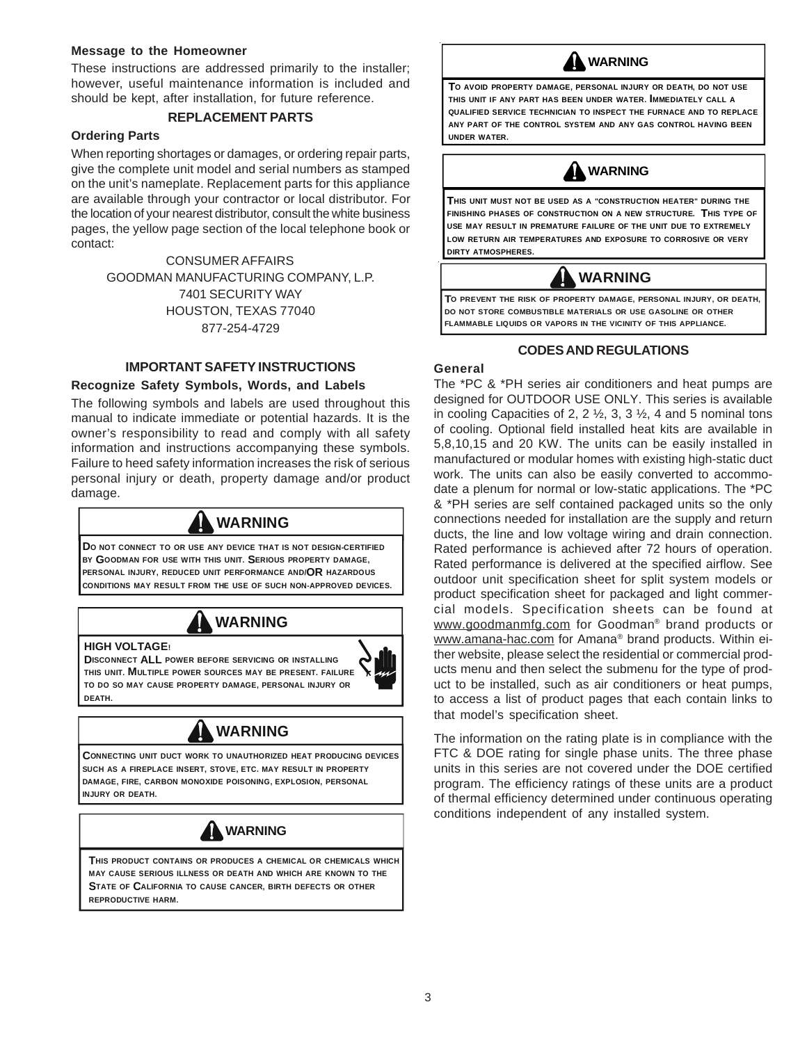**Message to the Homeowner**

These instructions are addressed primarily to the installer; however, useful maintenance information is included and should be kept, after installation, for future reference.

## REPLACEMENT PARTS

### Ordering Parts

When reporting shortages or damages, or ordering repair parts, give the complete unit model and serial numbers as stamped on the unit's nameplate. Replacement parts for this appliance are available through your contractor or local distributor. For the location of your nearest distributor, consult the white business pages, the yellow page section of the local telephone book or contact:

CONSUMER AFFAIRS
GOODMAN MANUFACTURING COMPANY, L.P.
7401 SECURITY WAY
HOUSTON, TEXAS 77040
877-254-4729

## IMPORTANT SAFETY INSTRUCTIONS

### Recognize Safety Symbols, Words, and Labels

The following symbols and labels are used throughout this manual to indicate immediate or potential hazards. It is the owner's responsibility to read and comply with all safety information and instructions accompanying these symbols. Failure to heed safety information increases the risk of serious personal injury or death, property damage and/or product damage.

**WARNING**

DO NOT CONNECT TO OR USE ANY DEVICE THAT IS NOT DESIGN-CERTIFIED BY GOODMAN FOR USE WITH THIS UNIT. SERIOUS PROPERTY DAMAGE, PERSONAL INJURY, REDUCED UNIT PERFORMANCE AND/**OR** HAZARDOUS CONDITIONS MAY RESULT FROM THE USE OF SUCH NON-APPROVED DEVICES.

**WARNING**

**HIGH VOLTAGE!**

DISCONNECT **ALL** POWER BEFORE SERVICING OR INSTALLING THIS UNIT. MULTIPLE POWER SOURCES MAY BE PRESENT. FAILURE TO DO SO MAY CAUSE PROPERTY DAMAGE, PERSONAL INJURY OR DEATH.

**WARNING**

CONNECTING UNIT DUCT WORK TO UNAUTHORIZED HEAT PRODUCING DEVICES SUCH AS A FIREPLACE INSERT, STOVE, ETC. MAY RESULT IN PROPERTY DAMAGE, FIRE, CARBON MONOXIDE POISONING, EXPLOSION, PERSONAL INJURY OR DEATH.

**WARNING**

THIS PRODUCT CONTAINS OR PRODUCES A CHEMICAL OR CHEMICALS WHICH MAY CAUSE SERIOUS ILLNESS OR DEATH AND WHICH ARE KNOWN TO THE STATE OF CALIFORNIA TO CAUSE CANCER, BIRTH DEFECTS OR OTHER REPRODUCTIVE HARM.

**WARNING**

TO AVOID PROPERTY DAMAGE, PERSONAL INJURY OR DEATH, DO NOT USE THIS UNIT IF ANY PART HAS BEEN UNDER WATER. IMMEDIATELY CALL A QUALIFIED SERVICE TECHNICIAN TO INSPECT THE FURNACE AND TO REPLACE ANY PART OF THE CONTROL SYSTEM AND ANY GAS CONTROL HAVING BEEN UNDER WATER.

**WARNING**

THIS UNIT MUST NOT BE USED AS A "CONSTRUCTION HEATER" DURING THE FINISHING PHASES OF CONSTRUCTION ON A NEW STRUCTURE. THIS TYPE OF USE MAY RESULT IN PREMATURE FAILURE OF THE UNIT DUE TO EXTREMELY LOW RETURN AIR TEMPERATURES AND EXPOSURE TO CORROSIVE OR VERY DIRTY ATMOSPHERES.

**WARNING**

TO PREVENT THE RISK OF PROPERTY DAMAGE, PERSONAL INJURY, OR DEATH, DO NOT STORE COMBUSTIBLE MATERIALS OR USE GASOLINE OR OTHER FLAMMABLE LIQUIDS OR VAPORS IN THE VICINITY OF THIS APPLIANCE.

## CODES AND REGULATIONS

### General

The *PC & *PH series air conditioners and heat pumps are designed for OUTDOOR USE ONLY. This series is available in cooling Capacities of 2, 2 ½, 3, 3 ½, 4 and 5 nominal tons of cooling. Optional field installed heat kits are available in 5,8,10,15 and 20 KW. The units can be easily installed in manufactured or modular homes with existing high-static duct work. The units can also be easily converted to accommodate a plenum for normal or low-static applications. The *PC & *PH series are self contained packaged units so the only connections needed for installation are the supply and return ducts, the line and low voltage wiring and drain connection. Rated performance is achieved after 72 hours of operation. Rated performance is delivered at the specified airflow. See outdoor unit specification sheet for split system models or product specification sheet for packaged and light commercial models. Specification sheets can be found at www.goodmanmfg.com for Goodman® brand products or www.amana-hac.com for Amana® brand products. Within either website, please select the residential or commercial products menu and then select the submenu for the type of product to be installed, such as air conditioners or heat pumps, to access a list of product pages that each contain links to that model's specification sheet.

The information on the rating plate is in compliance with the FTC & DOE rating for single phase units. The three phase units in this series are not covered under the DOE certified program. The efficiency ratings of these units are a product of thermal efficiency determined under continuous operating conditions independent of any installed system.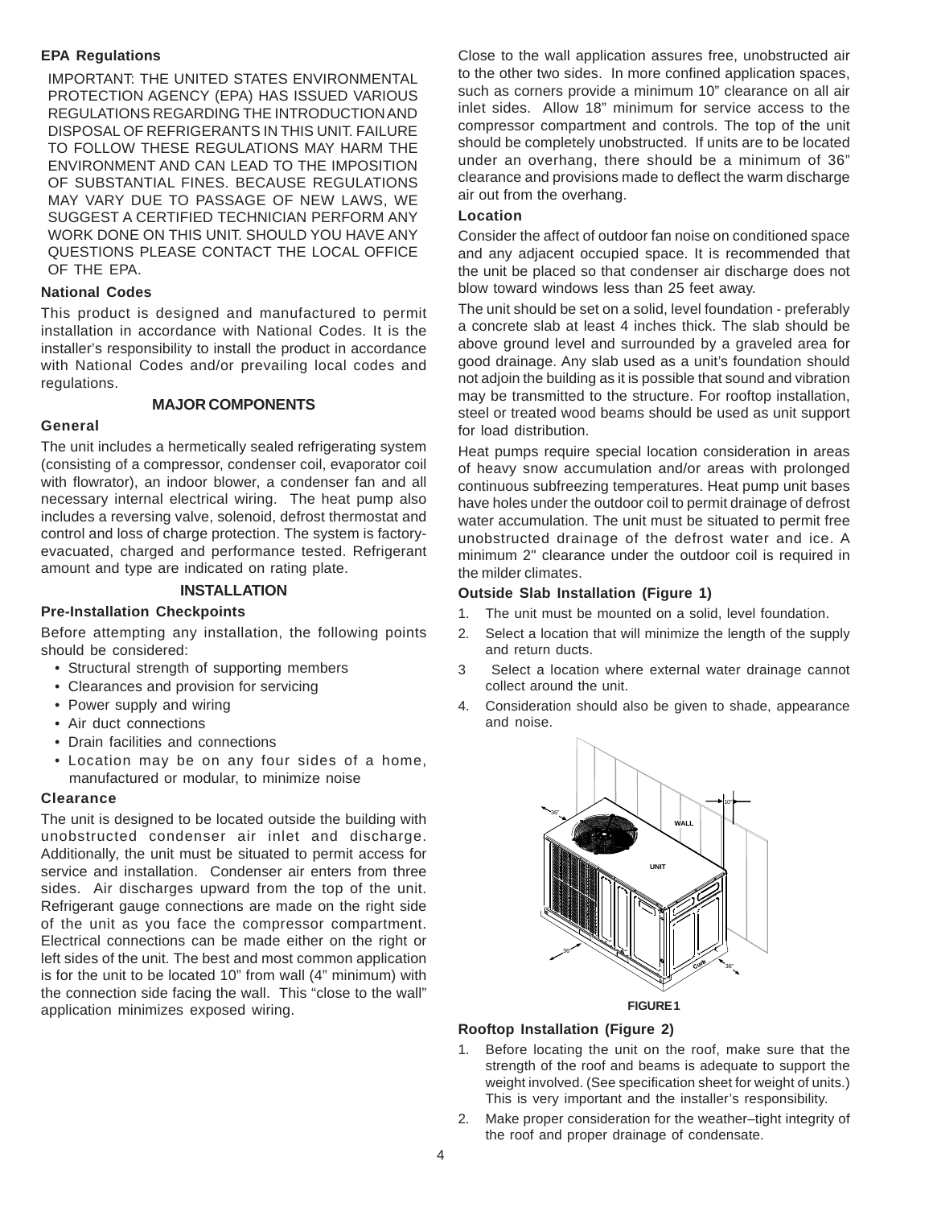### EPA Regulations

IMPORTANT: THE UNITED STATES ENVIRONMENTAL PROTECTION AGENCY (EPA) HAS ISSUED VARIOUS REGULATIONS REGARDING THE INTRODUCTION AND DISPOSAL OF REFRIGERANTS IN THIS UNIT. FAILURE TO FOLLOW THESE REGULATIONS MAY HARM THE ENVIRONMENT AND CAN LEAD TO THE IMPOSITION OF SUBSTANTIAL FINES. BECAUSE REGULATIONS MAY VARY DUE TO PASSAGE OF NEW LAWS, WE SUGGEST A CERTIFIED TECHNICIAN PERFORM ANY WORK DONE ON THIS UNIT. SHOULD YOU HAVE ANY QUESTIONS PLEASE CONTACT THE LOCAL OFFICE OF THE EPA.

### National Codes

This product is designed and manufactured to permit installation in accordance with National Codes. It is the installer's responsibility to install the product in accordance with National Codes and/or prevailing local codes and regulations.

## MAJOR COMPONENTS

### General

The unit includes a hermetically sealed refrigerating system (consisting of a compressor, condenser coil, evaporator coil with flowrator), an indoor blower, a condenser fan and all necessary internal electrical wiring. The heat pump also includes a reversing valve, solenoid, defrost thermostat and control and loss of charge protection. The system is factory-evacuated, charged and performance tested. Refrigerant amount and type are indicated on rating plate.

## INSTALLATION

### Pre-Installation Checkpoints

Before attempting any installation, the following points should be considered:

- Structural strength of supporting members
- Clearances and provision for servicing
- Power supply and wiring
- Air duct connections
- Drain facilities and connections
- Location may be on any four sides of a home, manufactured or modular, to minimize noise

### Clearance

The unit is designed to be located outside the building with unobstructed condenser air inlet and discharge. Additionally, the unit must be situated to permit access for service and installation. Condenser air enters from three sides. Air discharges upward from the top of the unit. Refrigerant gauge connections are made on the right side of the unit as you face the compressor compartment. Electrical connections can be made either on the right or left sides of the unit. The best and most common application is for the unit to be located 10" from wall (4" minimum) with the connection side facing the wall. This "close to the wall" application minimizes exposed wiring.

Close to the wall application assures free, unobstructed air to the other two sides. In more confined application spaces, such as corners provide a minimum 10" clearance on all air inlet sides. Allow 18" minimum for service access to the compressor compartment and controls. The top of the unit should be completely unobstructed. If units are to be located under an overhang, there should be a minimum of 36" clearance and provisions made to deflect the warm discharge air out from the overhang.

### Location

Consider the affect of outdoor fan noise on conditioned space and any adjacent occupied space. It is recommended that the unit be placed so that condenser air discharge does not blow toward windows less than 25 feet away.

The unit should be set on a solid, level foundation - preferably a concrete slab at least 4 inches thick. The slab should be above ground level and surrounded by a graveled area for good drainage. Any slab used as a unit's foundation should not adjoin the building as it is possible that sound and vibration may be transmitted to the structure. For rooftop installation, steel or treated wood beams should be used as unit support for load distribution.

Heat pumps require special location consideration in areas of heavy snow accumulation and/or areas with prolonged continuous subfreezing temperatures. Heat pump unit bases have holes under the outdoor coil to permit drainage of defrost water accumulation. The unit must be situated to permit free unobstructed drainage of the defrost water and ice. A minimum 2" clearance under the outdoor coil is required in the milder climates.

### Outside Slab Installation (Figure 1)

1. The unit must be mounted on a solid, level foundation.
2. Select a location that will minimize the length of the supply and return ducts.
3. Select a location where external water drainage cannot collect around the unit.
4. Consideration should also be given to shade, appearance and noise.

FIGURE 1

### Rooftop Installation (Figure 2)

1. Before locating the unit on the roof, make sure that the strength of the roof and beams is adequate to support the weight involved. (See specification sheet for weight of units.) This is very important and the installer's responsibility.
2. Make proper consideration for the weather–tight integrity of the roof and proper drainage of condensate.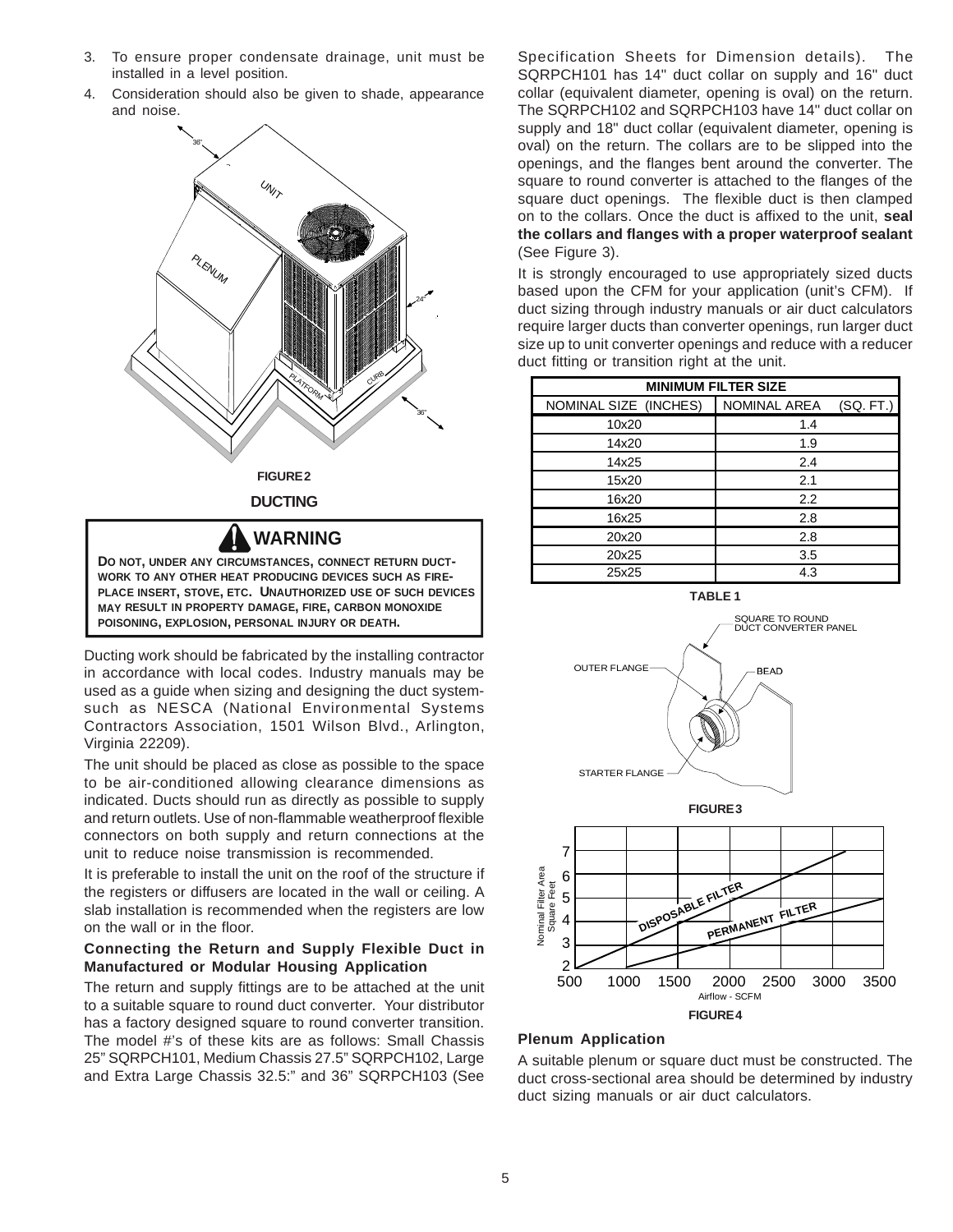3. To ensure proper condensate drainage, unit must be installed in a level position.
4. Consideration should also be given to shade, appearance and noise.

FIGURE 2

## DUCTING

> **⚠ WARNING**
>
> **DO NOT, UNDER ANY CIRCUMSTANCES, CONNECT RETURN DUCTWORK TO ANY OTHER HEAT PRODUCING DEVICES SUCH AS FIREPLACE INSERT, STOVE, ETC. UNAUTHORIZED USE OF SUCH DEVICES MAY RESULT IN PROPERTY DAMAGE, FIRE, CARBON MONOXIDE POISONING, EXPLOSION, PERSONAL INJURY OR DEATH.**

Ducting work should be fabricated by the installing contractor in accordance with local codes. Industry manuals may be used as a guide when sizing and designing the duct system- such as NESCA (National Environmental Systems Contractors Association, 1501 Wilson Blvd., Arlington, Virginia 22209).

The unit should be placed as close as possible to the space to be air-conditioned allowing clearance dimensions as indicated. Ducts should run as directly as possible to supply and return outlets. Use of non-flammable weatherproof flexible connectors on both supply and return connections at the unit to reduce noise transmission is recommended.

It is preferable to install the unit on the roof of the structure if the registers or diffusers are located in the wall or ceiling. A slab installation is recommended when the registers are low on the wall or in the floor.

### Connecting the Return and Supply Flexible Duct in Manufactured or Modular Housing Application

The return and supply fittings are to be attached at the unit to a suitable square to round duct converter. Your distributor has a factory designed square to round converter transition. The model #'s of these kits are as follows: Small Chassis 25" SQRPCH101, Medium Chassis 27.5" SQRPCH102, Large and Extra Large Chassis 32.5:" and 36" SQRPCH103 (See Specification Sheets for Dimension details). The SQRPCH101 has 14" duct collar on supply and 16" duct collar (equivalent diameter, opening is oval) on the return. The SQRPCH102 and SQRPCH103 have 14" duct collar on supply and 18" duct collar (equivalent diameter, opening is oval) on the return. The collars are to be slipped into the openings, and the flanges bent around the converter. The square to round converter is attached to the flanges of the square duct openings. The flexible duct is then clamped on to the collars. Once the duct is affixed to the unit, **seal the collars and flanges with a proper waterproof sealant** (See Figure 3).

It is strongly encouraged to use appropriately sized ducts based upon the CFM for your application (unit's CFM). If duct sizing through industry manuals or air duct calculators require larger ducts than converter openings, run larger duct size up to unit converter openings and reduce with a reducer duct fitting or transition right at the unit.

| MINIMUM FILTER SIZE | |
|---|---|
| NOMINAL SIZE (INCHES) | NOMINAL AREA (SQ. FT.) |
| 10x20 | 1.4 |
| 14x20 | 1.9 |
| 14x25 | 2.4 |
| 15x20 | 2.1 |
| 16x20 | 2.2 |
| 16x25 | 2.8 |
| 20x20 | 2.8 |
| 20x25 | 3.5 |
| 25x25 | 4.3 |

TABLE 1

FIGURE 3

FIGURE 4

### Plenum Application

A suitable plenum or square duct must be constructed. The duct cross-sectional area should be determined by industry duct sizing manuals or air duct calculators.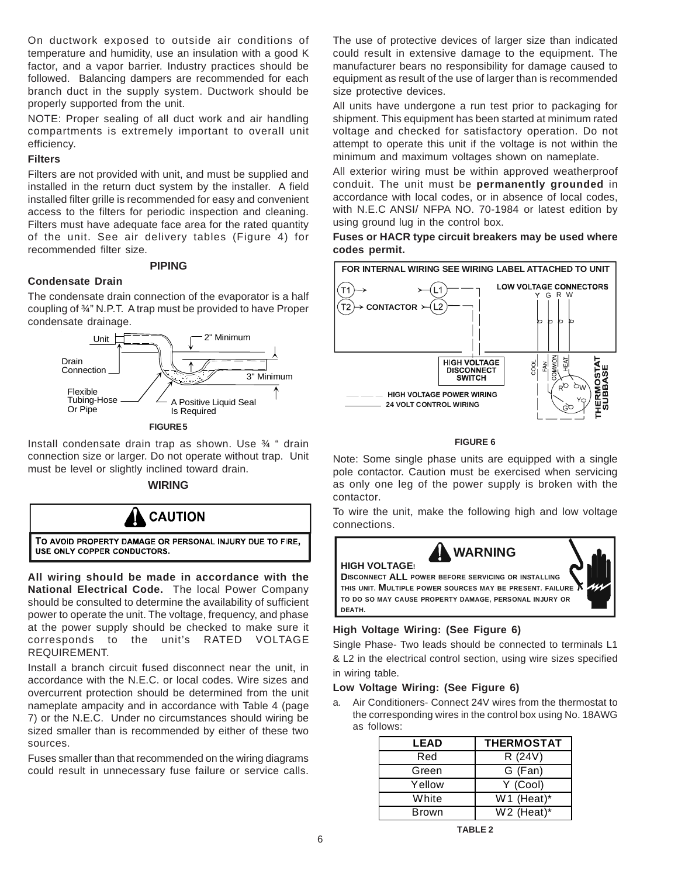On ductwork exposed to outside air conditions of temperature and humidity, use an insulation with a good K factor, and a vapor barrier. Industry practices should be followed. Balancing dampers are recommended for each branch duct in the supply system. Ductwork should be properly supported from the unit.

NOTE: Proper sealing of all duct work and air handling compartments is extremely important to overall unit efficiency.

**Filters**

Filters are not provided with unit, and must be supplied and installed in the return duct system by the installer. A field installed filter grille is recommended for easy and convenient access to the filters for periodic inspection and cleaning. Filters must have adequate face area for the rated quantity of the unit. See air delivery tables (Figure 4) for recommended filter size.

## PIPING

**Condensate Drain**

The condensate drain connection of the evaporator is a half coupling of ¾" N.P.T. A trap must be provided to have Proper condensate drainage.

Unit
2" Minimum
Drain Connection
3" Minimum
Flexible Tubing-Hose Or Pipe
A Positive Liquid Seal Is Required

**FIGURE 5**

Install condensate drain trap as shown. Use ¾ " drain connection size or larger. Do not operate without trap. Unit must be level or slightly inclined toward drain.

## WIRING

**⚠ CAUTION**

TO AVOID PROPERTY DAMAGE OR PERSONAL INJURY DUE TO FIRE, USE ONLY COPPER CONDUCTORS.

**All wiring should be made in accordance with the National Electrical Code.** The local Power Company should be consulted to determine the availability of sufficient power to operate the unit. The voltage, frequency, and phase at the power supply should be checked to make sure it corresponds to the unit's RATED VOLTAGE REQUIREMENT.

Install a branch circuit fused disconnect near the unit, in accordance with the N.E.C. or local codes. Wire sizes and overcurrent protection should be determined from the unit nameplate ampacity and in accordance with Table 4 (page 7) or the N.E.C. Under no circumstances should wiring be sized smaller than is recommended by either of these two sources.

Fuses smaller than that recommended on the wiring diagrams could result in unnecessary fuse failure or service calls. The use of protective devices of larger size than indicated could result in extensive damage to the equipment. The manufacturer bears no responsibility for damage caused to equipment as result of the use of larger than is recommended size protective devices.

All units have undergone a run test prior to packaging for shipment. This equipment has been started at minimum rated voltage and checked for satisfactory operation. Do not attempt to operate this unit if the voltage is not within the minimum and maximum voltages shown on nameplate.

All exterior wiring must be within approved weatherproof conduit. The unit must be **permanently grounded** in accordance with local codes, or in absence of local codes, with N.E.C ANSI/ NFPA NO. 70-1984 or latest edition by using ground lug in the control box.

**Fuses or HACR type circuit breakers may be used where codes permit.**

FOR INTERNAL WIRING SEE WIRING LABEL ATTACHED TO UNIT
T1 → ← L1
T2 → CONTACTOR ← L2
LOW VOLTAGE CONNECTORS Y G R W
HIGH VOLTAGE DISCONNECT SWITCH
COOL FAN COMMON HEAT
THERMOSTAT SUBBASE
HIGH VOLTAGE POWER WIRING
24 VOLT CONTROL WIRING

**FIGURE 6**

Note: Some single phase units are equipped with a single pole contactor. Caution must be exercised when servicing as only one leg of the power supply is broken with the contactor.

To wire the unit, make the following high and low voltage connections.

**⚠ WARNING**

**HIGH VOLTAGE!**
DISCONNECT **ALL** POWER BEFORE SERVICING OR INSTALLING THIS UNIT. MULTIPLE POWER SOURCES MAY BE PRESENT. FAILURE TO DO SO MAY CAUSE PROPERTY DAMAGE, PERSONAL INJURY OR DEATH.

**High Voltage Wiring: (See Figure 6)**

Single Phase- Two leads should be connected to terminals L1 & L2 in the electrical control section, using wire sizes specified in wiring table.

**Low Voltage Wiring: (See Figure 6)**

a. Air Conditioners- Connect 24V wires from the thermostat to the corresponding wires in the control box using No. 18AWG as follows:

| LEAD | THERMOSTAT |
|---|---|
| Red | R (24V) |
| Green | G (Fan) |
| Yellow | Y (Cool) |
| White | W1 (Heat)* |
| Brown | W2 (Heat)* |

**TABLE 2**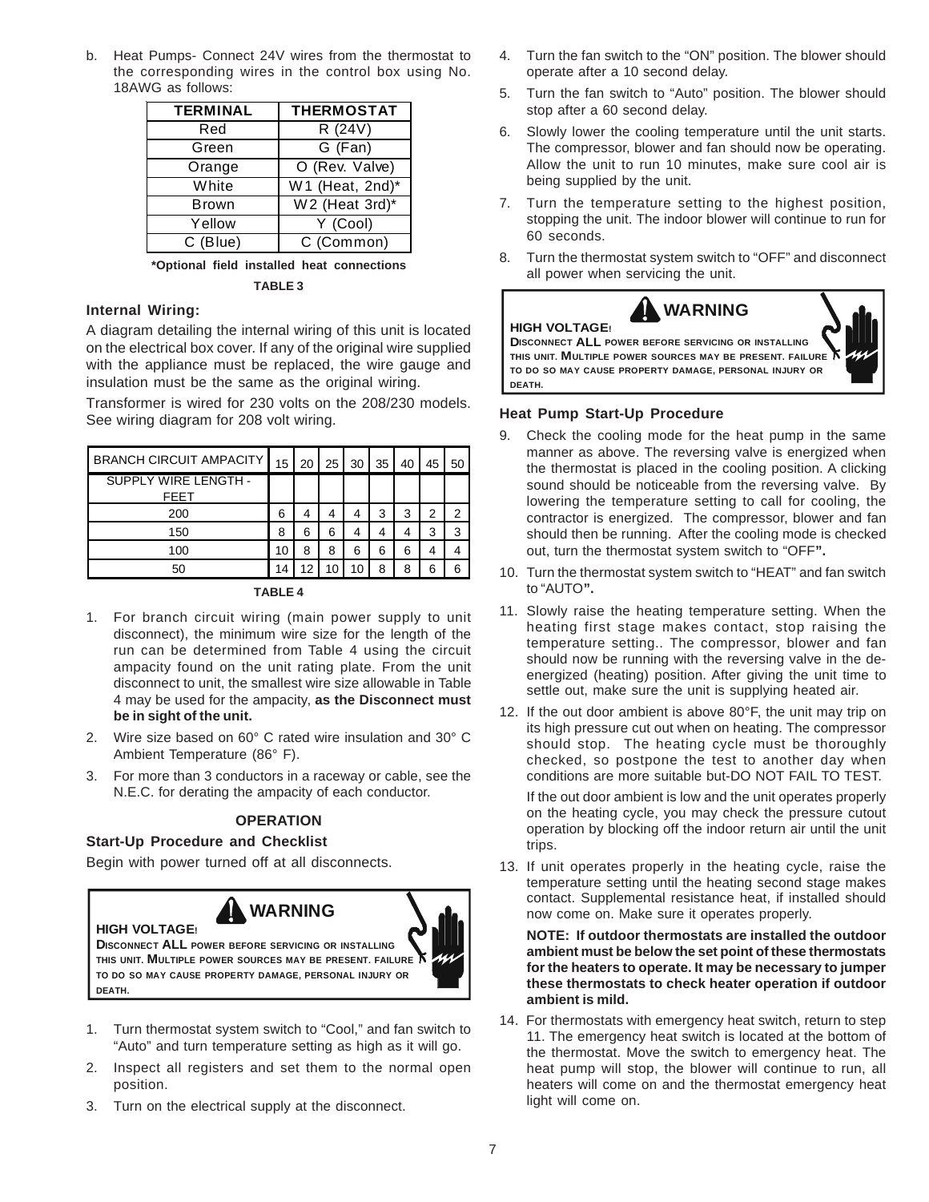b. Heat Pumps- Connect 24V wires from the thermostat to the corresponding wires in the control box using No. 18AWG as follows:

| TERMINAL | THERMOSTAT |
|---|---|
| Red | R (24V) |
| Green | G (Fan) |
| Orange | O (Rev. Valve) |
| White | W1 (Heat, 2nd)* |
| Brown | W2 (Heat 3rd)* |
| Yellow | Y (Cool) |
| C (Blue) | C (Common) |

***Optional field installed heat connections**

**TABLE 3**

### Internal Wiring:

A diagram detailing the internal wiring of this unit is located on the electrical box cover. If any of the original wire supplied with the appliance must be replaced, the wire gauge and insulation must be the same as the original wiring.

Transformer is wired for 230 volts on the 208/230 models. See wiring diagram for 208 volt wiring.

| BRANCH CIRCUIT AMPACITY | 15 | 20 | 25 | 30 | 35 | 40 | 45 | 50 |
|---|---|---|---|---|---|---|---|---|
| SUPPLY WIRE LENGTH - FEET | | | | | | | | |
| 200 | 6 | 4 | 4 | 4 | 3 | 3 | 2 | 2 |
| 150 | 8 | 6 | 6 | 4 | 4 | 4 | 3 | 3 |
| 100 | 10 | 8 | 8 | 6 | 6 | 6 | 4 | 4 |
| 50 | 14 | 12 | 10 | 10 | 8 | 8 | 6 | 6 |

**TABLE 4**

1. For branch circuit wiring (main power supply to unit disconnect), the minimum wire size for the length of the run can be determined from Table 4 using the circuit ampacity found on the unit rating plate. From the unit disconnect to unit, the smallest wire size allowable in Table 4 may be used for the ampacity, **as the Disconnect must be in sight of the unit.**
2. Wire size based on 60° C rated wire insulation and 30° C Ambient Temperature (86° F).
3. For more than 3 conductors in a raceway or cable, see the N.E.C. for derating the ampacity of each conductor.

## OPERATION

### Start-Up Procedure and Checklist

Begin with power turned off at all disconnects.

> **WARNING**
>
> **HIGH VOLTAGE!**
>
> **DISCONNECT ALL POWER BEFORE SERVICING OR INSTALLING THIS UNIT. MULTIPLE POWER SOURCES MAY BE PRESENT. FAILURE TO DO SO MAY CAUSE PROPERTY DAMAGE, PERSONAL INJURY OR DEATH.**

1. Turn thermostat system switch to "Cool," and fan switch to "Auto" and turn temperature setting as high as it will go.
2. Inspect all registers and set them to the normal open position.
3. Turn on the electrical supply at the disconnect.
4. Turn the fan switch to the "ON" position. The blower should operate after a 10 second delay.
5. Turn the fan switch to "Auto" position. The blower should stop after a 60 second delay.
6. Slowly lower the cooling temperature until the unit starts. The compressor, blower and fan should now be operating. Allow the unit to run 10 minutes, make sure cool air is being supplied by the unit.
7. Turn the temperature setting to the highest position, stopping the unit. The indoor blower will continue to run for 60 seconds.
8. Turn the thermostat system switch to "OFF" and disconnect all power when servicing the unit.

> **WARNING**
>
> **HIGH VOLTAGE!**
>
> **DISCONNECT ALL POWER BEFORE SERVICING OR INSTALLING THIS UNIT. MULTIPLE POWER SOURCES MAY BE PRESENT. FAILURE TO DO SO MAY CAUSE PROPERTY DAMAGE, PERSONAL INJURY OR DEATH.**

### Heat Pump Start-Up Procedure

9. Check the cooling mode for the heat pump in the same manner as above. The reversing valve is energized when the thermostat is placed in the cooling position. A clicking sound should be noticeable from the reversing valve. By lowering the temperature setting to call for cooling, the contractor is energized. The compressor, blower and fan should then be running. After the cooling mode is checked out, turn the thermostat system switch to "OFF**".**
10. Turn the thermostat system switch to "HEAT" and fan switch to "AUTO**".**
11. Slowly raise the heating temperature setting. When the heating first stage makes contact, stop raising the temperature setting.. The compressor, blower and fan should now be running with the reversing valve in the de-energized (heating) position. After giving the unit time to settle out, make sure the unit is supplying heated air.
12. If the out door ambient is above 80°F, the unit may trip on its high pressure cut out when on heating. The compressor should stop. The heating cycle must be thoroughly checked, so postpone the test to another day when conditions are more suitable but-DO NOT FAIL TO TEST.

    If the out door ambient is low and the unit operates properly on the heating cycle, you may check the pressure cutout operation by blocking off the indoor return air until the unit trips.
13. If unit operates properly in the heating cycle, raise the temperature setting until the heating second stage makes contact. Supplemental resistance heat, if installed should now come on. Make sure it operates properly.

    **NOTE: If outdoor thermostats are installed the outdoor ambient must be below the set point of these thermostats for the heaters to operate. It may be necessary to jumper these thermostats to check heater operation if outdoor ambient is mild.**
14. For thermostats with emergency heat switch, return to step 11. The emergency heat switch is located at the bottom of the thermostat. Move the switch to emergency heat. The heat pump will stop, the blower will continue to run, all heaters will come on and the thermostat emergency heat light will come on.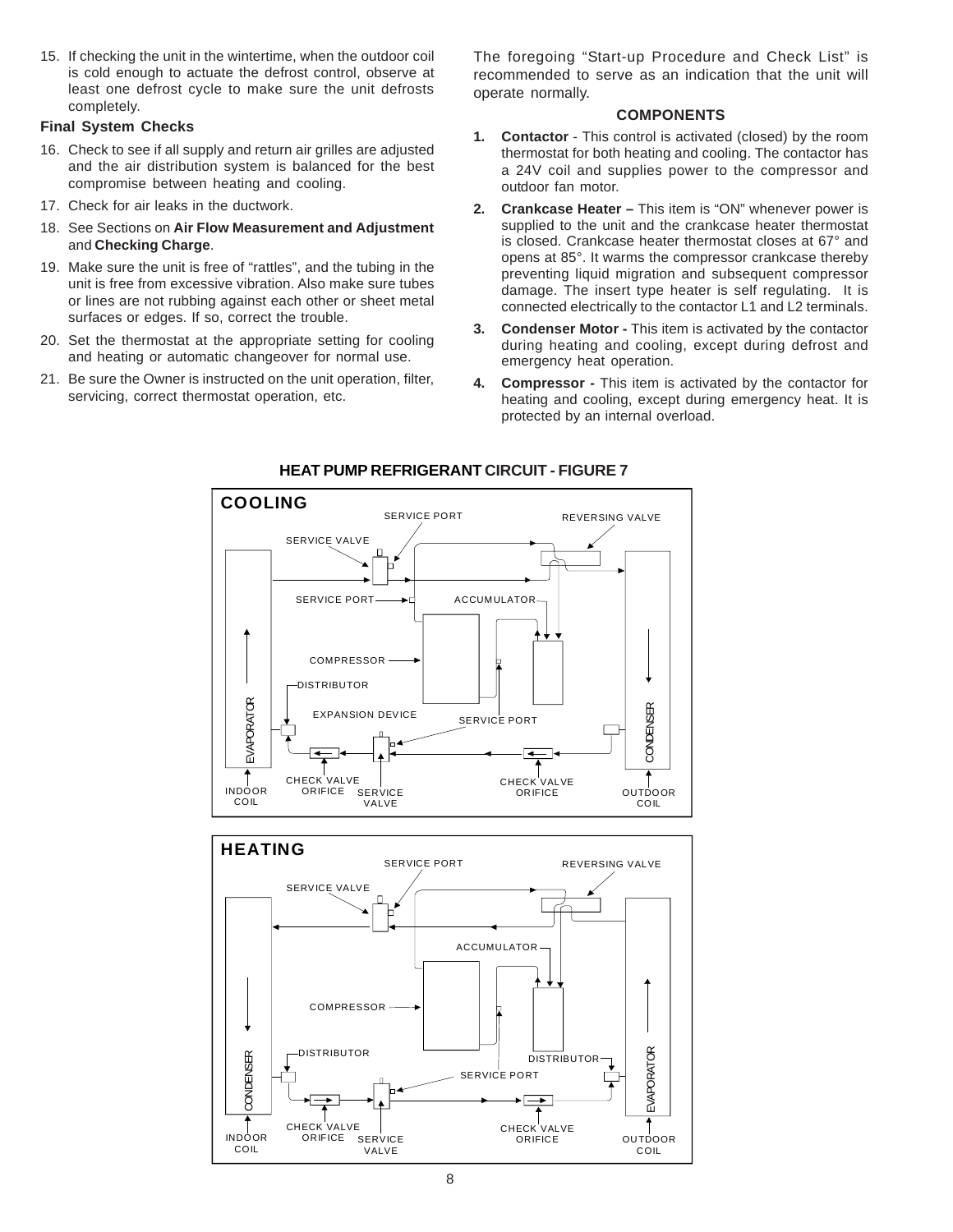15. If checking the unit in the wintertime, when the outdoor coil is cold enough to actuate the defrost control, observe at least one defrost cycle to make sure the unit defrosts completely.

**Final System Checks**

16. Check to see if all supply and return air grilles are adjusted and the air distribution system is balanced for the best compromise between heating and cooling.
17. Check for air leaks in the ductwork.
18. See Sections on **Air Flow Measurement and Adjustment** and **Checking Charge**.
19. Make sure the unit is free of "rattles", and the tubing in the unit is free from excessive vibration. Also make sure tubes or lines are not rubbing against each other or sheet metal surfaces or edges. If so, correct the trouble.
20. Set the thermostat at the appropriate setting for cooling and heating or automatic changeover for normal use.
21. Be sure the Owner is instructed on the unit operation, filter, servicing, correct thermostat operation, etc.

The foregoing "Start-up Procedure and Check List" is recommended to serve as an indication that the unit will operate normally.

## COMPONENTS

1. **Contactor** - This control is activated (closed) by the room thermostat for both heating and cooling. The contactor has a 24V coil and supplies power to the compressor and outdoor fan motor.
2. **Crankcase Heater –** This item is "ON" whenever power is supplied to the unit and the crankcase heater thermostat is closed. Crankcase heater thermostat closes at 67° and opens at 85°. It warms the compressor crankcase thereby preventing liquid migration and subsequent compressor damage. The insert type heater is self regulating. It is connected electrically to the contactor L1 and L2 terminals.
3. **Condenser Motor -** This item is activated by the contactor during heating and cooling, except during defrost and emergency heat operation.
4. **Compressor -** This item is activated by the contactor for heating and cooling, except during emergency heat. It is protected by an internal overload.

**HEAT PUMP REFRIGERANT CIRCUIT - FIGURE 7**

**COOLING**

SERVICE PORT, REVERSING VALVE, SERVICE VALVE, SERVICE PORT, ACCUMULATOR, COMPRESSOR, DISTRIBUTOR, EXPANSION DEVICE, SERVICE PORT, EVAPORATOR, CONDENSER, CHECK VALVE ORIFICE, SERVICE VALVE, CHECK VALVE ORIFICE, INDOOR COIL, OUTDOOR COIL

**HEATING**

SERVICE PORT, REVERSING VALVE, SERVICE VALVE, ACCUMULATOR, COMPRESSOR, DISTRIBUTOR, DISTRIBUTOR, SERVICE PORT, CONDENSER, EVAPORATOR, CHECK VALVE ORIFICE, SERVICE VALVE, CHECK VALVE ORIFICE, INDOOR COIL, OUTDOOR COIL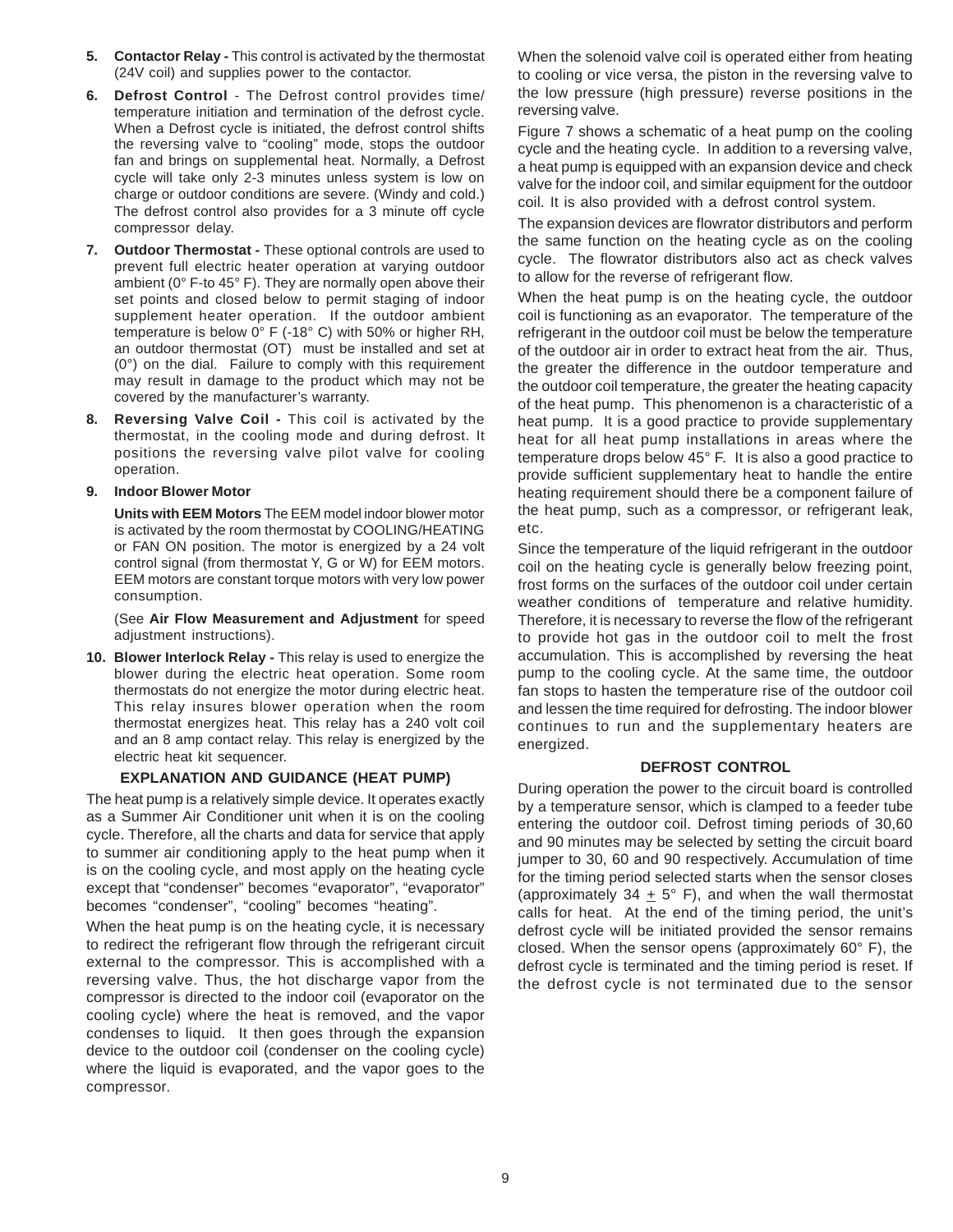5. **Contactor Relay -** This control is activated by the thermostat (24V coil) and supplies power to the contactor.

6. **Defrost Control** - The Defrost control provides time/ temperature initiation and termination of the defrost cycle. When a Defrost cycle is initiated, the defrost control shifts the reversing valve to "cooling" mode, stops the outdoor fan and brings on supplemental heat. Normally, a Defrost cycle will take only 2-3 minutes unless system is low on charge or outdoor conditions are severe. (Windy and cold.) The defrost control also provides for a 3 minute off cycle compressor delay.

7. **Outdoor Thermostat -** These optional controls are used to prevent full electric heater operation at varying outdoor ambient (0° F-to 45° F). They are normally open above their set points and closed below to permit staging of indoor supplement heater operation. If the outdoor ambient temperature is below 0° F (-18° C) with 50% or higher RH, an outdoor thermostat (OT) must be installed and set at (0°) on the dial. Failure to comply with this requirement may result in damage to the product which may not be covered by the manufacturer's warranty.

8. **Reversing Valve Coil -** This coil is activated by the thermostat, in the cooling mode and during defrost. It positions the reversing valve pilot valve for cooling operation.

9. **Indoor Blower Motor**

   **Units with EEM Motors** The EEM model indoor blower motor is activated by the room thermostat by COOLING/HEATING or FAN ON position. The motor is energized by a 24 volt control signal (from thermostat Y, G or W) for EEM motors. EEM motors are constant torque motors with very low power consumption.

   (See **Air Flow Measurement and Adjustment** for speed adjustment instructions).

10. **Blower Interlock Relay -** This relay is used to energize the blower during the electric heat operation. Some room thermostats do not energize the motor during electric heat. This relay insures blower operation when the room thermostat energizes heat. This relay has a 240 volt coil and an 8 amp contact relay. This relay is energized by the electric heat kit sequencer.

### EXPLANATION AND GUIDANCE (HEAT PUMP)

The heat pump is a relatively simple device. It operates exactly as a Summer Air Conditioner unit when it is on the cooling cycle. Therefore, all the charts and data for service that apply to summer air conditioning apply to the heat pump when it is on the cooling cycle, and most apply on the heating cycle except that "condenser" becomes "evaporator", "evaporator" becomes "condenser", "cooling" becomes "heating".

When the heat pump is on the heating cycle, it is necessary to redirect the refrigerant flow through the refrigerant circuit external to the compressor. This is accomplished with a reversing valve. Thus, the hot discharge vapor from the compressor is directed to the indoor coil (evaporator on the cooling cycle) where the heat is removed, and the vapor condenses to liquid. It then goes through the expansion device to the outdoor coil (condenser on the cooling cycle) where the liquid is evaporated, and the vapor goes to the compressor.

When the solenoid valve coil is operated either from heating to cooling or vice versa, the piston in the reversing valve to the low pressure (high pressure) reverse positions in the reversing valve.

Figure 7 shows a schematic of a heat pump on the cooling cycle and the heating cycle. In addition to a reversing valve, a heat pump is equipped with an expansion device and check valve for the indoor coil, and similar equipment for the outdoor coil. It is also provided with a defrost control system.

The expansion devices are flowrator distributors and perform the same function on the heating cycle as on the cooling cycle. The flowrator distributors also act as check valves to allow for the reverse of refrigerant flow.

When the heat pump is on the heating cycle, the outdoor coil is functioning as an evaporator. The temperature of the refrigerant in the outdoor coil must be below the temperature of the outdoor air in order to extract heat from the air. Thus, the greater the difference in the outdoor temperature and the outdoor coil temperature, the greater the heating capacity of the heat pump. This phenomenon is a characteristic of a heat pump. It is a good practice to provide supplementary heat for all heat pump installations in areas where the temperature drops below 45° F. It is also a good practice to provide sufficient supplementary heat to handle the entire heating requirement should there be a component failure of the heat pump, such as a compressor, or refrigerant leak, etc.

Since the temperature of the liquid refrigerant in the outdoor coil on the heating cycle is generally below freezing point, frost forms on the surfaces of the outdoor coil under certain weather conditions of temperature and relative humidity. Therefore, it is necessary to reverse the flow of the refrigerant to provide hot gas in the outdoor coil to melt the frost accumulation. This is accomplished by reversing the heat pump to the cooling cycle. At the same time, the outdoor fan stops to hasten the temperature rise of the outdoor coil and lessen the time required for defrosting. The indoor blower continues to run and the supplementary heaters are energized.

### DEFROST CONTROL

During operation the power to the circuit board is controlled by a temperature sensor, which is clamped to a feeder tube entering the outdoor coil. Defrost timing periods of 30,60 and 90 minutes may be selected by setting the circuit board jumper to 30, 60 and 90 respectively. Accumulation of time for the timing period selected starts when the sensor closes (approximately 34 ± 5° F), and when the wall thermostat calls for heat. At the end of the timing period, the unit's defrost cycle will be initiated provided the sensor remains closed. When the sensor opens (approximately 60° F), the defrost cycle is terminated and the timing period is reset. If the defrost cycle is not terminated due to the sensor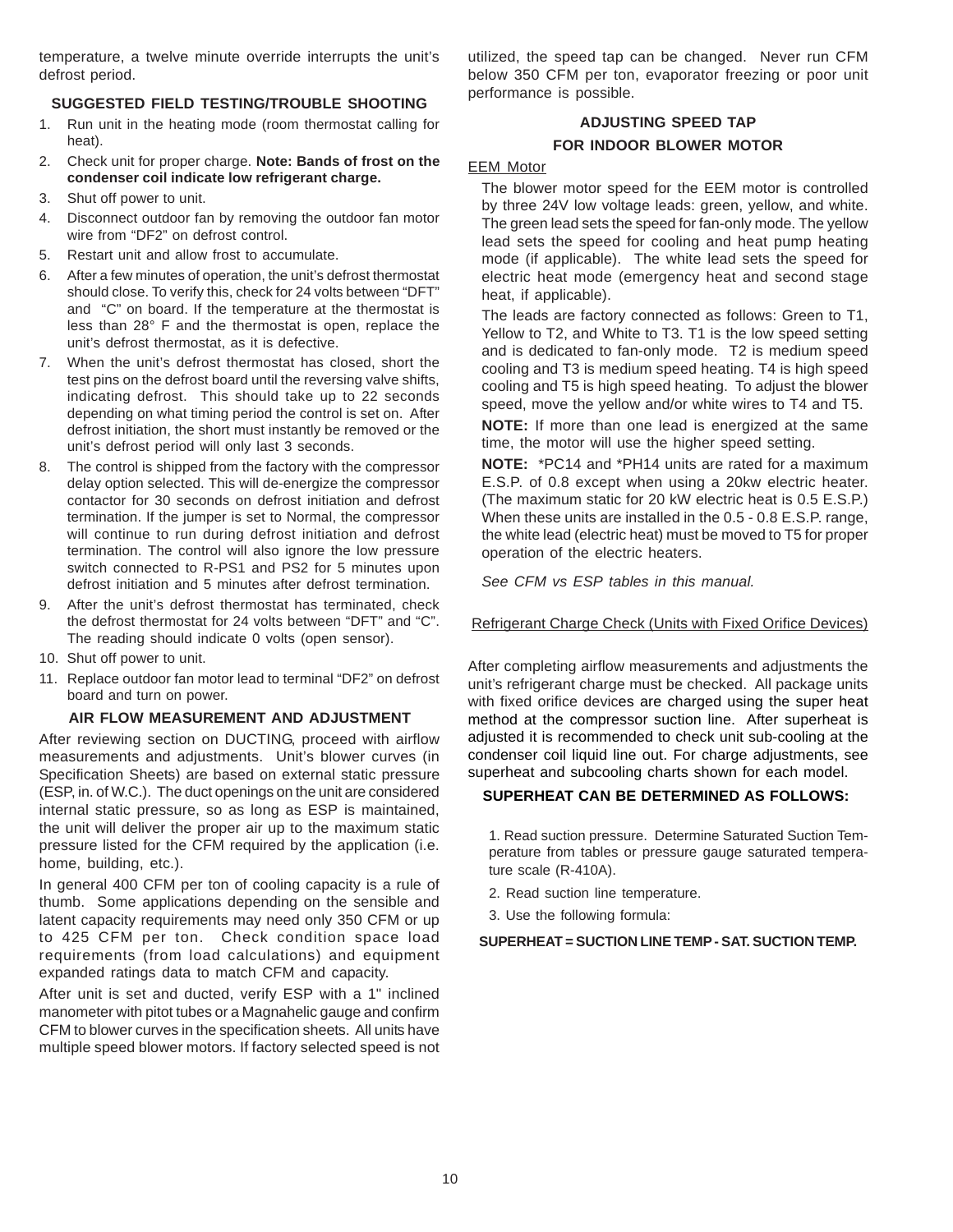temperature, a twelve minute override interrupts the unit's defrost period.

### SUGGESTED FIELD TESTING/TROUBLE SHOOTING

1. Run unit in the heating mode (room thermostat calling for heat).
2. Check unit for proper charge. **Note: Bands of frost on the condenser coil indicate low refrigerant charge.**
3. Shut off power to unit.
4. Disconnect outdoor fan by removing the outdoor fan motor wire from "DF2" on defrost control.
5. Restart unit and allow frost to accumulate.
6. After a few minutes of operation, the unit's defrost thermostat should close. To verify this, check for 24 volts between "DFT" and "C" on board. If the temperature at the thermostat is less than 28° F and the thermostat is open, replace the unit's defrost thermostat, as it is defective.
7. When the unit's defrost thermostat has closed, short the test pins on the defrost board until the reversing valve shifts, indicating defrost. This should take up to 22 seconds depending on what timing period the control is set on. After defrost initiation, the short must instantly be removed or the unit's defrost period will only last 3 seconds.
8. The control is shipped from the factory with the compressor delay option selected. This will de-energize the compressor contactor for 30 seconds on defrost initiation and defrost termination. If the jumper is set to Normal, the compressor will continue to run during defrost initiation and defrost termination. The control will also ignore the low pressure switch connected to R-PS1 and PS2 for 5 minutes upon defrost initiation and 5 minutes after defrost termination.
9. After the unit's defrost thermostat has terminated, check the defrost thermostat for 24 volts between "DFT" and "C". The reading should indicate 0 volts (open sensor).
10. Shut off power to unit.
11. Replace outdoor fan motor lead to terminal "DF2" on defrost board and turn on power.

### AIR FLOW MEASUREMENT AND ADJUSTMENT

After reviewing section on DUCTING, proceed with airflow measurements and adjustments. Unit's blower curves (in Specification Sheets) are based on external static pressure (ESP, in. of W.C.). The duct openings on the unit are considered internal static pressure, so as long as ESP is maintained, the unit will deliver the proper air up to the maximum static pressure listed for the CFM required by the application (i.e. home, building, etc.).

In general 400 CFM per ton of cooling capacity is a rule of thumb. Some applications depending on the sensible and latent capacity requirements may need only 350 CFM or up to 425 CFM per ton. Check condition space load requirements (from load calculations) and equipment expanded ratings data to match CFM and capacity.

After unit is set and ducted, verify ESP with a 1" inclined manometer with pitot tubes or a Magnahelic gauge and confirm CFM to blower curves in the specification sheets. All units have multiple speed blower motors. If factory selected speed is not utilized, the speed tap can be changed. Never run CFM below 350 CFM per ton, evaporator freezing or poor unit performance is possible.

### ADJUSTING SPEED TAP FOR INDOOR BLOWER MOTOR

EEM Motor

The blower motor speed for the EEM motor is controlled by three 24V low voltage leads: green, yellow, and white. The green lead sets the speed for fan-only mode. The yellow lead sets the speed for cooling and heat pump heating mode (if applicable). The white lead sets the speed for electric heat mode (emergency heat and second stage heat, if applicable).

The leads are factory connected as follows: Green to T1, Yellow to T2, and White to T3. T1 is the low speed setting and is dedicated to fan-only mode. T2 is medium speed cooling and T3 is medium speed heating. T4 is high speed cooling and T5 is high speed heating. To adjust the blower speed, move the yellow and/or white wires to T4 and T5.

**NOTE:** If more than one lead is energized at the same time, the motor will use the higher speed setting.

**NOTE:** *PC14 and *PH14 units are rated for a maximum E.S.P. of 0.8 except when using a 20kw electric heater. (The maximum static for 20 kW electric heat is 0.5 E.S.P.) When these units are installed in the 0.5 - 0.8 E.S.P. range, the white lead (electric heat) must be moved to T5 for proper operation of the electric heaters.

*See CFM vs ESP tables in this manual.*

Refrigerant Charge Check (Units with Fixed Orifice Devices)

After completing airflow measurements and adjustments the unit's refrigerant charge must be checked. All package units with fixed orifice devices are charged using the super heat method at the compressor suction line. After superheat is adjusted it is recommended to check unit sub-cooling at the condenser coil liquid line out. For charge adjustments, see superheat and subcooling charts shown for each model.

### SUPERHEAT CAN BE DETERMINED AS FOLLOWS:

1. Read suction pressure. Determine Saturated Suction Temperature from tables or pressure gauge saturated temperature scale (R-410A).
2. Read suction line temperature.
3. Use the following formula:

**SUPERHEAT = SUCTION LINE TEMP - SAT. SUCTION TEMP.**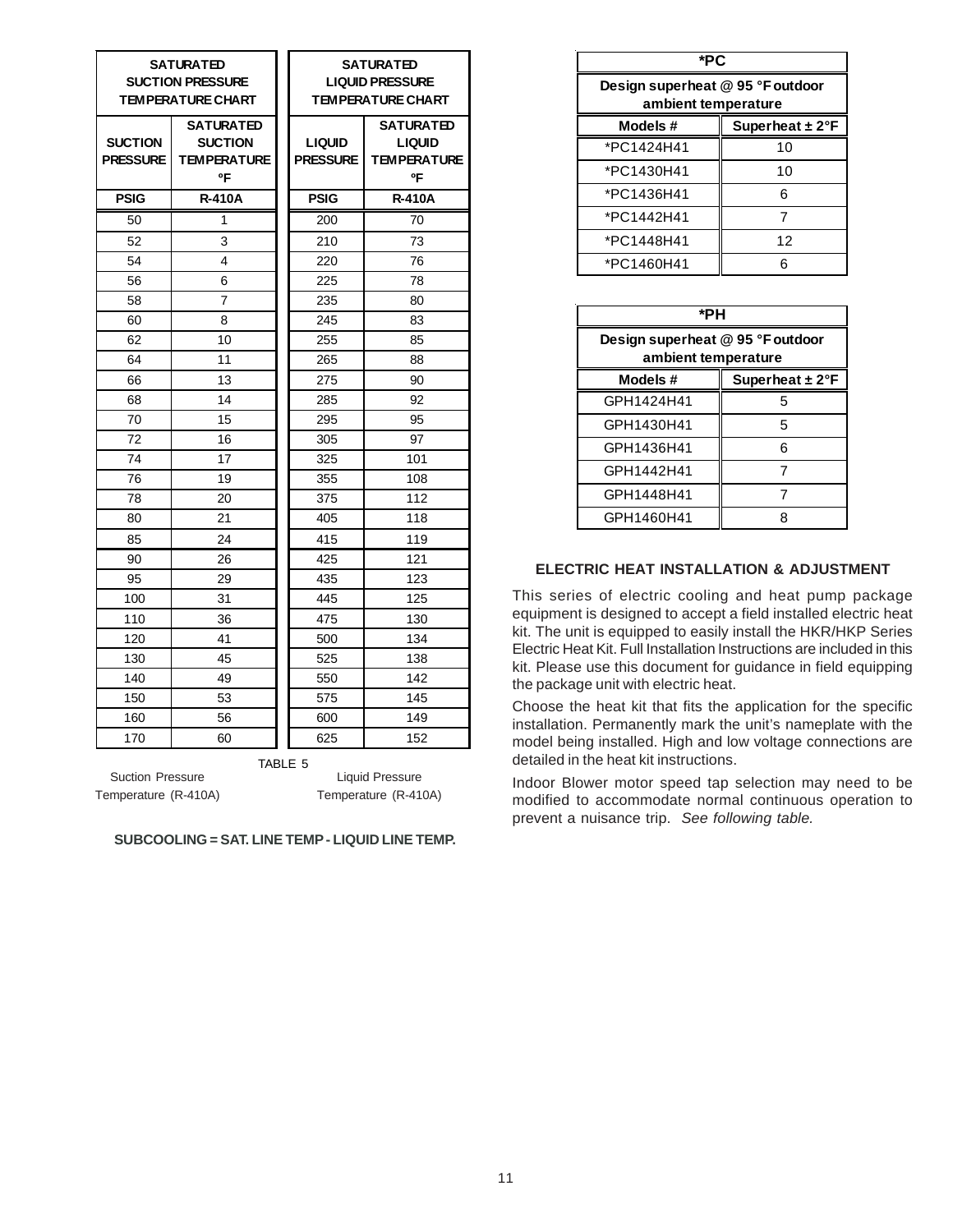| SATURATED SUCTION PRESSURE TEMPERATURE CHART | |
|---|---|
| SUCTION PRESSURE | SATURATED SUCTION TEMPERATURE °F |
| PSIG | R-410A |
| 50 | 1 |
| 52 | 3 |
| 54 | 4 |
| 56 | 6 |
| 58 | 7 |
| 60 | 8 |
| 62 | 10 |
| 64 | 11 |
| 66 | 13 |
| 68 | 14 |
| 70 | 15 |
| 72 | 16 |
| 74 | 17 |
| 76 | 19 |
| 78 | 20 |
| 80 | 21 |
| 85 | 24 |
| 90 | 26 |
| 95 | 29 |
| 100 | 31 |
| 110 | 36 |
| 120 | 41 |
| 130 | 45 |
| 140 | 49 |
| 150 | 53 |
| 160 | 56 |
| 170 | 60 |

| SATURATED LIQUID PRESSURE TEMPERATURE CHART | |
|---|---|
| LIQUID PRESSURE | SATURATED LIQUID TEMPERATURE °F |
| PSIG | R-410A |
| 200 | 70 |
| 210 | 73 |
| 220 | 76 |
| 225 | 78 |
| 235 | 80 |
| 245 | 83 |
| 255 | 85 |
| 265 | 88 |
| 275 | 90 |
| 285 | 92 |
| 295 | 95 |
| 305 | 97 |
| 325 | 101 |
| 355 | 108 |
| 375 | 112 |
| 405 | 118 |
| 415 | 119 |
| 425 | 121 |
| 435 | 123 |
| 445 | 125 |
| 475 | 130 |
| 500 | 134 |
| 525 | 138 |
| 550 | 142 |
| 575 | 145 |
| 600 | 149 |
| 625 | 152 |

TABLE 5

Suction Pressure Temperature (R-410A)    Liquid Pressure Temperature (R-410A)

**SUBCOOLING = SAT. LINE TEMP - LIQUID LINE TEMP.**

| *PC | |
|---|---|
| Design superheat @ 95 °F outdoor ambient temperature | |
| Models # | Superheat ± 2°F |
| *PC1424H41 | 10 |
| *PC1430H41 | 10 |
| *PC1436H41 | 6 |
| *PC1442H41 | 7 |
| *PC1448H41 | 12 |
| *PC1460H41 | 6 |

| *PH | |
|---|---|
| Design superheat @ 95 °F outdoor ambient temperature | |
| Models # | Superheat ± 2°F |
| GPH1424H41 | 5 |
| GPH1430H41 | 5 |
| GPH1436H41 | 6 |
| GPH1442H41 | 7 |
| GPH1448H41 | 7 |
| GPH1460H41 | 8 |

### ELECTRIC HEAT INSTALLATION & ADJUSTMENT

This series of electric cooling and heat pump package equipment is designed to accept a field installed electric heat kit. The unit is equipped to easily install the HKR/HKP Series Electric Heat Kit. Full Installation Instructions are included in this kit. Please use this document for guidance in field equipping the package unit with electric heat.

Choose the heat kit that fits the application for the specific installation. Permanently mark the unit's nameplate with the model being installed. High and low voltage connections are detailed in the heat kit instructions.

Indoor Blower motor speed tap selection may need to be modified to accommodate normal continuous operation to prevent a nuisance trip. *See following table.*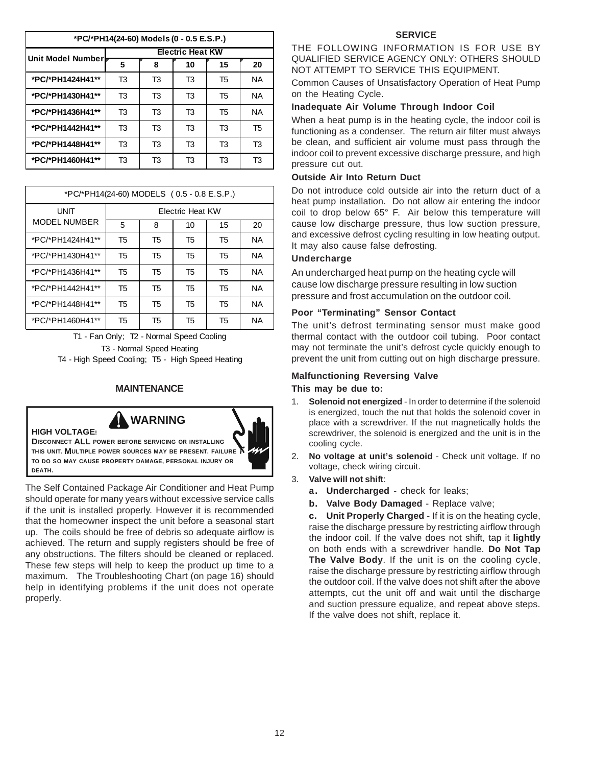| *PC/*PH14(24-60) Models (0 - 0.5 E.S.P.) | | | | | |
|---|---|---|---|---|---|
| **Unit Model Number** | **Electric Heat KW** | | | | |
| | **5** | **8** | **10** | **15** | **20** |
| ***PC/*PH1424H41**** | T3 | T3 | T3 | T5 | NA |
| ***PC/*PH1430H41**** | T3 | T3 | T3 | T5 | NA |
| ***PC/*PH1436H41**** | T3 | T3 | T3 | T5 | NA |
| ***PC/*PH1442H41**** | T3 | T3 | T3 | T3 | T5 |
| ***PC/*PH1448H41**** | T3 | T3 | T3 | T3 | T3 |
| ***PC/*PH1460H41**** | T3 | T3 | T3 | T3 | T3 |

| *PC/*PH14(24-60) MODELS ( 0.5 - 0.8 E.S.P.) | | | | | |
|---|---|---|---|---|---|
| UNIT MODEL NUMBER | Electric Heat KW | | | | |
| | 5 | 8 | 10 | 15 | 20 |
| *PC/*PH1424H41** | T5 | T5 | T5 | T5 | NA |
| *PC/*PH1430H41** | T5 | T5 | T5 | T5 | NA |
| *PC/*PH1436H41** | T5 | T5 | T5 | T5 | NA |
| *PC/*PH1442H41** | T5 | T5 | T5 | T5 | NA |
| *PC/*PH1448H41** | T5 | T5 | T5 | T5 | NA |
| *PC/*PH1460H41** | T5 | T5 | T5 | T5 | NA |

T1 - Fan Only; T2 - Normal Speed Cooling
T3 - Normal Speed Heating
T4 - High Speed Cooling; T5 - High Speed Heating

## MAINTENANCE

> **WARNING**
>
> **HIGH VOLTAGE!**
>
> **DISCONNECT ALL POWER BEFORE SERVICING OR INSTALLING THIS UNIT. MULTIPLE POWER SOURCES MAY BE PRESENT. FAILURE TO DO SO MAY CAUSE PROPERTY DAMAGE, PERSONAL INJURY OR DEATH.**

The Self Contained Package Air Conditioner and Heat Pump should operate for many years without excessive service calls if the unit is installed properly. However it is recommended that the homeowner inspect the unit before a seasonal start up. The coils should be free of debris so adequate airflow is achieved. The return and supply registers should be free of any obstructions. The filters should be cleaned or replaced. These few steps will help to keep the product up time to a maximum. The Troubleshooting Chart (on page 16) should help in identifying problems if the unit does not operate properly.

## SERVICE

THE FOLLOWING INFORMATION IS FOR USE BY QUALIFIED SERVICE AGENCY ONLY: OTHERS SHOULD NOT ATTEMPT TO SERVICE THIS EQUIPMENT.

Common Causes of Unsatisfactory Operation of Heat Pump on the Heating Cycle.

### Inadequate Air Volume Through Indoor Coil

When a heat pump is in the heating cycle, the indoor coil is functioning as a condenser. The return air filter must always be clean, and sufficient air volume must pass through the indoor coil to prevent excessive discharge pressure, and high pressure cut out.

### Outside Air Into Return Duct

Do not introduce cold outside air into the return duct of a heat pump installation. Do not allow air entering the indoor coil to drop below 65° F. Air below this temperature will cause low discharge pressure, thus low suction pressure, and excessive defrost cycling resulting in low heating output. It may also cause false defrosting.

### Undercharge

An undercharged heat pump on the heating cycle will cause low discharge pressure resulting in low suction pressure and frost accumulation on the outdoor coil.

### Poor "Terminating" Sensor Contact

The unit's defrost terminating sensor must make good thermal contact with the outdoor coil tubing. Poor contact may not terminate the unit's defrost cycle quickly enough to prevent the unit from cutting out on high discharge pressure.

### Malfunctioning Reversing Valve

**This may be due to:**

1. **Solenoid not energized** - In order to determine if the solenoid is energized, touch the nut that holds the solenoid cover in place with a screwdriver. If the nut magnetically holds the screwdriver, the solenoid is energized and the unit is in the cooling cycle.
2. **No voltage at unit's solenoid** - Check unit voltage. If no voltage, check wiring circuit.
3. **Valve will not shift**:
   **a. Undercharged** - check for leaks;
   **b. Valve Body Damaged** - Replace valve;
   **c. Unit Properly Charged** - If it is on the heating cycle, raise the discharge pressure by restricting airflow through the indoor coil. If the valve does not shift, tap it **lightly** on both ends with a screwdriver handle. **Do Not Tap The Valve Body**. If the unit is on the cooling cycle, raise the discharge pressure by restricting airflow through the outdoor coil. If the valve does not shift after the above attempts, cut the unit off and wait until the discharge and suction pressure equalize, and repeat above steps. If the valve does not shift, replace it.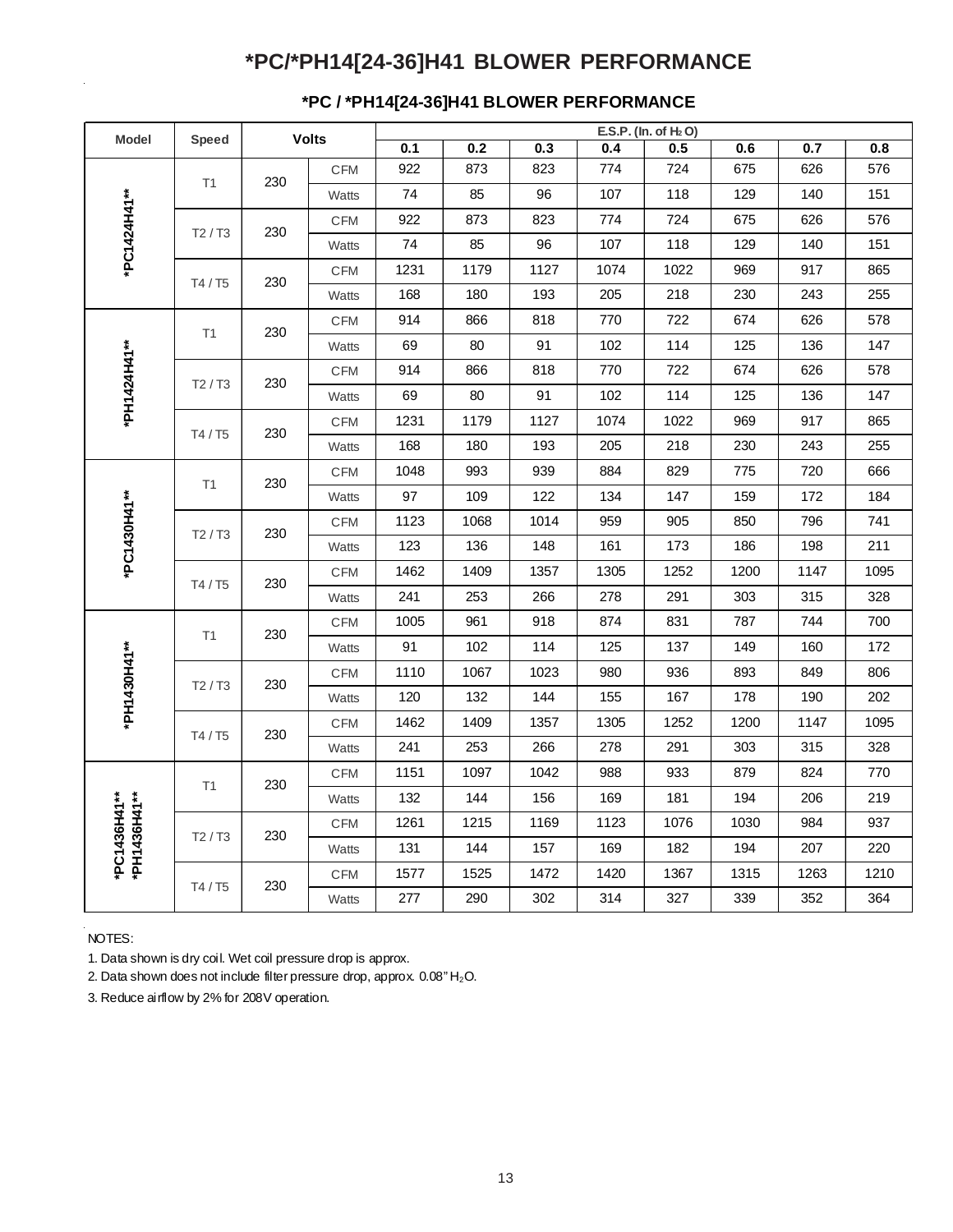# *PC/*PH14[24-36]H41 BLOWER PERFORMANCE

## *PC / *PH14[24-36]H41 BLOWER PERFORMANCE

| Model | Speed | Volts | | E.S.P. (In. of $H_2O$) | | | | | | | |
|---|---|---|---|---|---|---|---|---|---|---|---|
| | | | | 0.1 | 0.2 | 0.3 | 0.4 | 0.5 | 0.6 | 0.7 | 0.8 |
| *PC1424H41** | T1 | 230 | CFM | 922 | 873 | 823 | 774 | 724 | 675 | 626 | 576 |
| | | | Watts | 74 | 85 | 96 | 107 | 118 | 129 | 140 | 151 |
| | T2 / T3 | 230 | CFM | 922 | 873 | 823 | 774 | 724 | 675 | 626 | 576 |
| | | | Watts | 74 | 85 | 96 | 107 | 118 | 129 | 140 | 151 |
| | T4 / T5 | 230 | CFM | 1231 | 1179 | 1127 | 1074 | 1022 | 969 | 917 | 865 |
| | | | Watts | 168 | 180 | 193 | 205 | 218 | 230 | 243 | 255 |
| *PH1424H41** | T1 | 230 | CFM | 914 | 866 | 818 | 770 | 722 | 674 | 626 | 578 |
| | | | Watts | 69 | 80 | 91 | 102 | 114 | 125 | 136 | 147 |
| | T2 / T3 | 230 | CFM | 914 | 866 | 818 | 770 | 722 | 674 | 626 | 578 |
| | | | Watts | 69 | 80 | 91 | 102 | 114 | 125 | 136 | 147 |
| | T4 / T5 | 230 | CFM | 1231 | 1179 | 1127 | 1074 | 1022 | 969 | 917 | 865 |
| | | | Watts | 168 | 180 | 193 | 205 | 218 | 230 | 243 | 255 |
| *PC1430H41** | T1 | 230 | CFM | 1048 | 993 | 939 | 884 | 829 | 775 | 720 | 666 |
| | | | Watts | 97 | 109 | 122 | 134 | 147 | 159 | 172 | 184 |
| | T2 / T3 | 230 | CFM | 1123 | 1068 | 1014 | 959 | 905 | 850 | 796 | 741 |
| | | | Watts | 123 | 136 | 148 | 161 | 173 | 186 | 198 | 211 |
| | T4 / T5 | 230 | CFM | 1462 | 1409 | 1357 | 1305 | 1252 | 1200 | 1147 | 1095 |
| | | | Watts | 241 | 253 | 266 | 278 | 291 | 303 | 315 | 328 |
| *PH1430H41** | T1 | 230 | CFM | 1005 | 961 | 918 | 874 | 831 | 787 | 744 | 700 |
| | | | Watts | 91 | 102 | 114 | 125 | 137 | 149 | 160 | 172 |
| | T2 / T3 | 230 | CFM | 1110 | 1067 | 1023 | 980 | 936 | 893 | 849 | 806 |
| | | | Watts | 120 | 132 | 144 | 155 | 167 | 178 | 190 | 202 |
| | T4 / T5 | 230 | CFM | 1462 | 1409 | 1357 | 1305 | 1252 | 1200 | 1147 | 1095 |
| | | | Watts | 241 | 253 | 266 | 278 | 291 | 303 | 315 | 328 |
| *PC1436H41** *PH1436H41** | T1 | 230 | CFM | 1151 | 1097 | 1042 | 988 | 933 | 879 | 824 | 770 |
| | | | Watts | 132 | 144 | 156 | 169 | 181 | 194 | 206 | 219 |
| | T2 / T3 | 230 | CFM | 1261 | 1215 | 1169 | 1123 | 1076 | 1030 | 984 | 937 |
| | | | Watts | 131 | 144 | 157 | 169 | 182 | 194 | 207 | 220 |
| | T4 / T5 | 230 | CFM | 1577 | 1525 | 1472 | 1420 | 1367 | 1315 | 1263 | 1210 |
| | | | Watts | 277 | 290 | 302 | 314 | 327 | 339 | 352 | 364 |

NOTES:

1. Data shown is dry coil. Wet coil pressure drop is approx.
2. Data shown does not include filter pressure drop, approx. 0.08" $H_2O$.
3. Reduce airflow by 2% for 208V operation.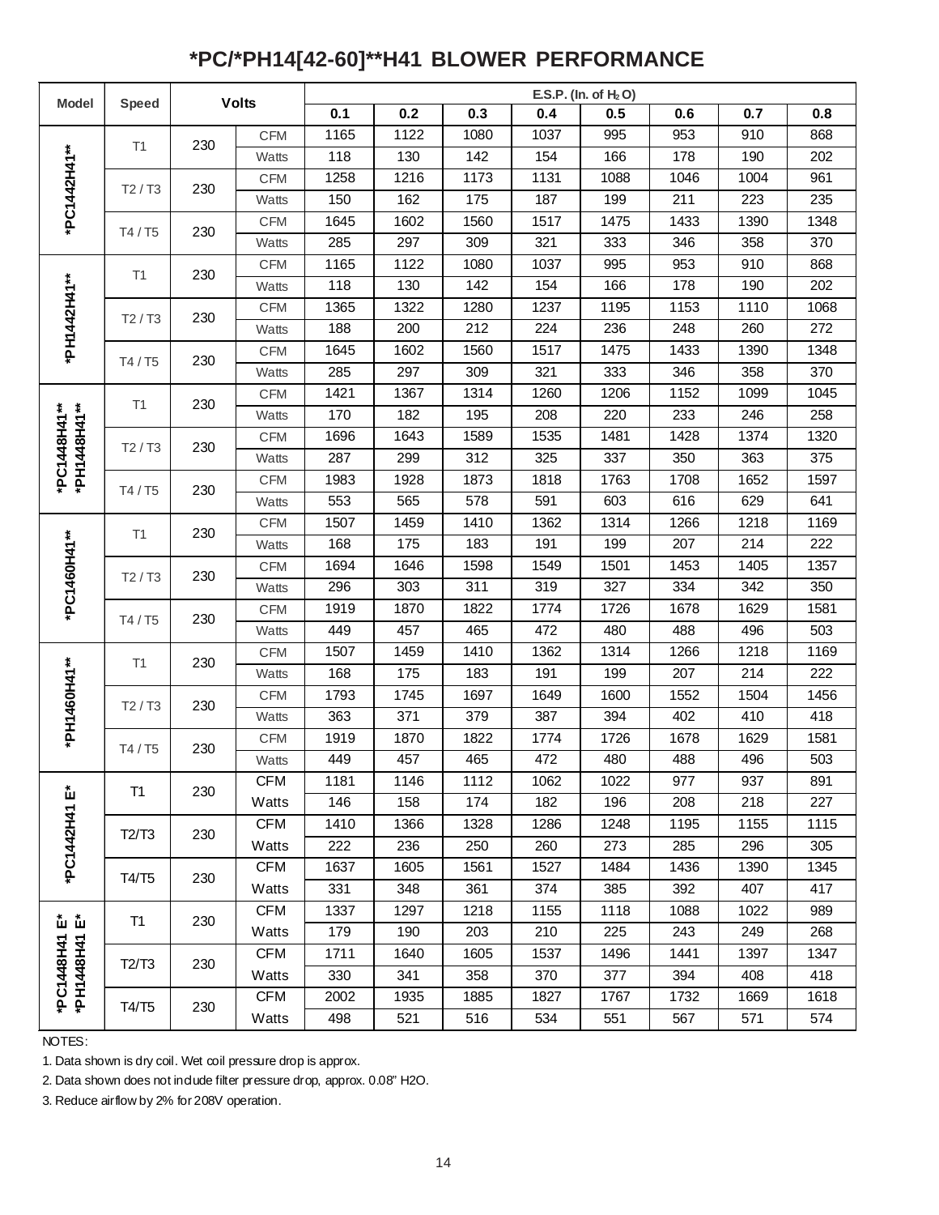# *PC/*PH14[42-60]**H41 BLOWER PERFORMANCE

| Model | Speed | Volts | | E.S.P. (In. of $H_2O$) | | | | | | | |
|---|---|---|---|---|---|---|---|---|---|---|---|
| | | | | 0.1 | 0.2 | 0.3 | 0.4 | 0.5 | 0.6 | 0.7 | 0.8 |
| *PC1442H41** | T1 | 230 | CFM | 1165 | 1122 | 1080 | 1037 | 995 | 953 | 910 | 868 |
| | | | Watts | 118 | 130 | 142 | 154 | 166 | 178 | 190 | 202 |
| | T2 / T3 | 230 | CFM | 1258 | 1216 | 1173 | 1131 | 1088 | 1046 | 1004 | 961 |
| | | | Watts | 150 | 162 | 175 | 187 | 199 | 211 | 223 | 235 |
| | T4 / T5 | 230 | CFM | 1645 | 1602 | 1560 | 1517 | 1475 | 1433 | 1390 | 1348 |
| | | | Watts | 285 | 297 | 309 | 321 | 333 | 346 | 358 | 370 |
| *PH1442H41** | T1 | 230 | CFM | 1165 | 1122 | 1080 | 1037 | 995 | 953 | 910 | 868 |
| | | | Watts | 118 | 130 | 142 | 154 | 166 | 178 | 190 | 202 |
| | T2 / T3 | 230 | CFM | 1365 | 1322 | 1280 | 1237 | 1195 | 1153 | 1110 | 1068 |
| | | | Watts | 188 | 200 | 212 | 224 | 236 | 248 | 260 | 272 |
| | T4 / T5 | 230 | CFM | 1645 | 1602 | 1560 | 1517 | 1475 | 1433 | 1390 | 1348 |
| | | | Watts | 285 | 297 | 309 | 321 | 333 | 346 | 358 | 370 |
| *PC1448H41** *PH1448H41** | T1 | 230 | CFM | 1421 | 1367 | 1314 | 1260 | 1206 | 1152 | 1099 | 1045 |
| | | | Watts | 170 | 182 | 195 | 208 | 220 | 233 | 246 | 258 |
| | T2 / T3 | 230 | CFM | 1696 | 1643 | 1589 | 1535 | 1481 | 1428 | 1374 | 1320 |
| | | | Watts | 287 | 299 | 312 | 325 | 337 | 350 | 363 | 375 |
| | T4 / T5 | 230 | CFM | 1983 | 1928 | 1873 | 1818 | 1763 | 1708 | 1652 | 1597 |
| | | | Watts | 553 | 565 | 578 | 591 | 603 | 616 | 629 | 641 |
| *PC1460H41** | T1 | 230 | CFM | 1507 | 1459 | 1410 | 1362 | 1314 | 1266 | 1218 | 1169 |
| | | | Watts | 168 | 175 | 183 | 191 | 199 | 207 | 214 | 222 |
| | T2 / T3 | 230 | CFM | 1694 | 1646 | 1598 | 1549 | 1501 | 1453 | 1405 | 1357 |
| | | | Watts | 296 | 303 | 311 | 319 | 327 | 334 | 342 | 350 |
| | T4 / T5 | 230 | CFM | 1919 | 1870 | 1822 | 1774 | 1726 | 1678 | 1629 | 1581 |
| | | | Watts | 449 | 457 | 465 | 472 | 480 | 488 | 496 | 503 |
| *PH1460H41** | T1 | 230 | CFM | 1507 | 1459 | 1410 | 1362 | 1314 | 1266 | 1218 | 1169 |
| | | | Watts | 168 | 175 | 183 | 191 | 199 | 207 | 214 | 222 |
| | T2 / T3 | 230 | CFM | 1793 | 1745 | 1697 | 1649 | 1600 | 1552 | 1504 | 1456 |
| | | | Watts | 363 | 371 | 379 | 387 | 394 | 402 | 410 | 418 |
| | T4 / T5 | 230 | CFM | 1919 | 1870 | 1822 | 1774 | 1726 | 1678 | 1629 | 1581 |
| | | | Watts | 449 | 457 | 465 | 472 | 480 | 488 | 496 | 503 |
| *PC1442H41 E* | T1 | 230 | CFM | 1181 | 1146 | 1112 | 1062 | 1022 | 977 | 937 | 891 |
| | | | Watts | 146 | 158 | 174 | 182 | 196 | 208 | 218 | 227 |
| | T2/T3 | 230 | CFM | 1410 | 1366 | 1328 | 1286 | 1248 | 1195 | 1155 | 1115 |
| | | | Watts | 222 | 236 | 250 | 260 | 273 | 285 | 296 | 305 |
| | T4/T5 | 230 | CFM | 1637 | 1605 | 1561 | 1527 | 1484 | 1436 | 1390 | 1345 |
| | | | Watts | 331 | 348 | 361 | 374 | 385 | 392 | 407 | 417 |
| *PC1448H41 E* *PH1448H41 E* | T1 | 230 | CFM | 1337 | 1297 | 1218 | 1155 | 1118 | 1088 | 1022 | 989 |
| | | | Watts | 179 | 190 | 203 | 210 | 225 | 243 | 249 | 268 |
| | T2/T3 | 230 | CFM | 1711 | 1640 | 1605 | 1537 | 1496 | 1441 | 1397 | 1347 |
| | | | Watts | 330 | 341 | 358 | 370 | 377 | 394 | 408 | 418 |
| | T4/T5 | 230 | CFM | 2002 | 1935 | 1885 | 1827 | 1767 | 1732 | 1669 | 1618 |
| | | | Watts | 498 | 521 | 516 | 534 | 551 | 567 | 571 | 574 |

NOTES:

1. Data shown is dry coil. Wet coil pressure drop is approx.
2. Data shown does not include filter pressure drop, approx. 0.08" H2O.
3. Reduce airflow by 2% for 208V operation.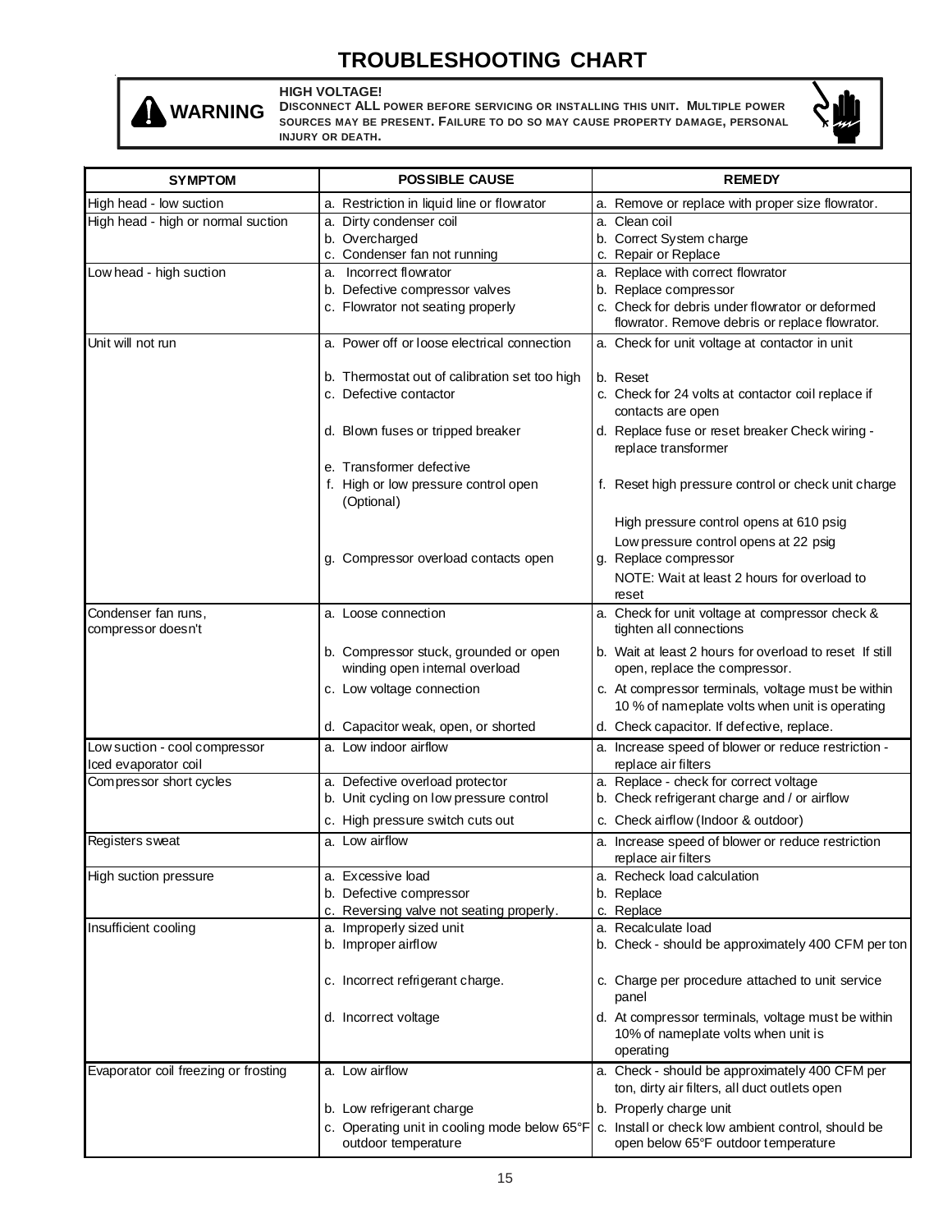# TROUBLESHOOTING CHART

**WARNING**

**HIGH VOLTAGE!**
**DISCONNECT ALL POWER BEFORE SERVICING OR INSTALLING THIS UNIT. MULTIPLE POWER SOURCES MAY BE PRESENT. FAILURE TO DO SO MAY CAUSE PROPERTY DAMAGE, PERSONAL INJURY OR DEATH.**

| SYMPTOM | POSSIBLE CAUSE | REMEDY |
|---|---|---|
| High head - low suction | a. Restriction in liquid line or flowrator | a. Remove or replace with proper size flowrator. |
| High head - high or normal suction | a. Dirty condenser coil<br>b. Overcharged<br>c. Condenser fan not running | a. Clean coil<br>b. Correct System charge<br>c. Repair or Replace |
| Low head - high suction | a. Incorrect flowrator<br>b. Defective compressor valves<br>c. Flowrator not seating properly | a. Replace with correct flowrator<br>b. Replace compressor<br>c. Check for debris under flowrator or deformed flowrator. Remove debris or replace flowrator. |
| Unit will not run | a. Power off or loose electrical connection<br>b. Thermostat out of calibration set too high<br>c. Defective contactor<br>d. Blown fuses or tripped breaker<br>e. Transformer defective<br>f. High or low pressure control open (Optional)<br>g. Compressor overload contacts open | a. Check for unit voltage at contactor in unit<br>b. Reset<br>c. Check for 24 volts at contactor coil replace if contacts are open<br>d. Replace fuse or reset breaker Check wiring - replace transformer<br>f. Reset high pressure control or check unit charge<br>High pressure control opens at 610 psig<br>Low pressure control opens at 22 psig<br>g. Replace compressor<br>NOTE: Wait at least 2 hours for overload to reset |
| Condenser fan runs, compressor doesn't | a. Loose connection<br>b. Compressor stuck, grounded or open winding open internal overload<br>c. Low voltage connection<br>d. Capacitor weak, open, or shorted | a. Check for unit voltage at compressor check & tighten all connections<br>b. Wait at least 2 hours for overload to reset If still open, replace the compressor.<br>c. At compressor terminals, voltage must be within 10 % of nameplate volts when unit is operating<br>d. Check capacitor. If defective, replace. |
| Low suction - cool compressor<br>Iced evaporator coil | a. Low indoor airflow | a. Increase speed of blower or reduce restriction - replace air filters |
| Compressor short cycles | a. Defective overload protector<br>b. Unit cycling on low pressure control<br>c. High pressure switch cuts out | a. Replace - check for correct voltage<br>b. Check refrigerant charge and / or airflow<br>c. Check airflow (Indoor & outdoor) |
| Registers sweat | a. Low airflow | a. Increase speed of blower or reduce restriction replace air filters |
| High suction pressure | a. Excessive load<br>b. Defective compressor<br>c. Reversing valve not seating properly. | a. Recheck load calculation<br>b. Replace<br>c. Replace |
| Insufficient cooling | a. Improperly sized unit<br>b. Improper airflow<br>c. Incorrect refrigerant charge.<br>d. Incorrect voltage | a. Recalculate load<br>b. Check - should be approximately 400 CFM per ton<br>c. Charge per procedure attached to unit service panel<br>d. At compressor terminals, voltage must be within 10% of nameplate volts when unit is operating |
| Evaporator coil freezing or frosting | a. Low airflow<br>b. Low refrigerant charge<br>c. Operating unit in cooling mode below 65°F outdoor temperature | a. Check - should be approximately 400 CFM per ton, dirty air filters, all duct outlets open<br>b. Properly charge unit<br>c. Install or check low ambient control, should be open below 65°F outdoor temperature |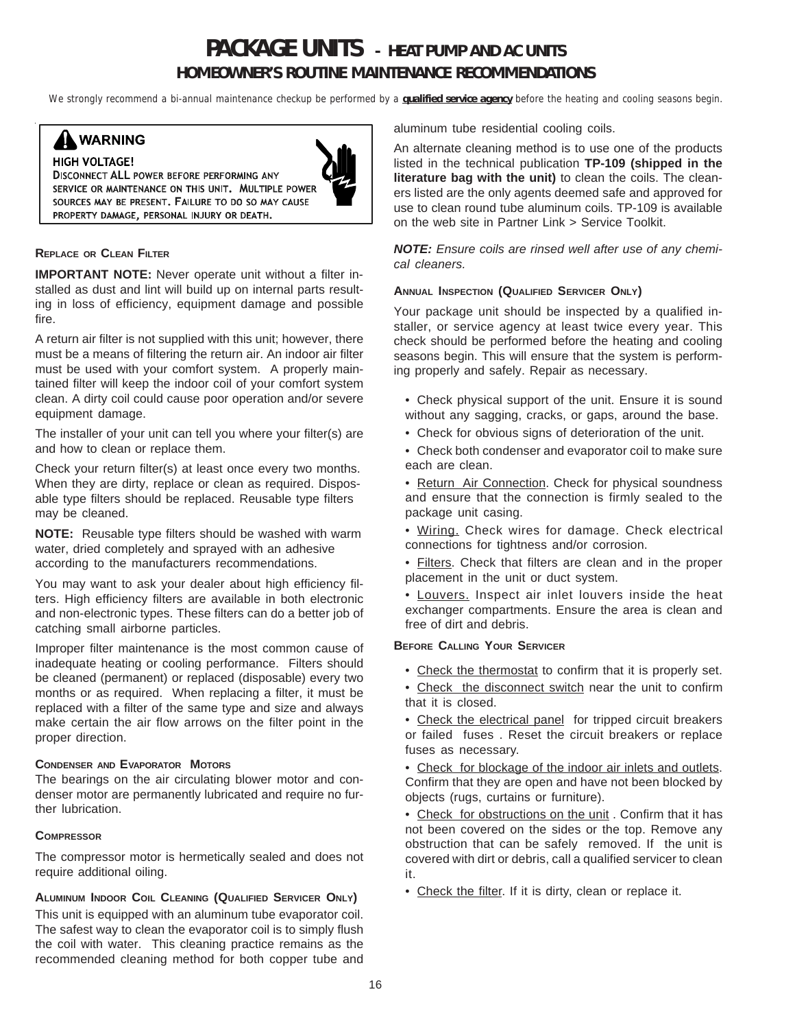# PACKAGE UNITS - HEAT PUMP AND AC UNITS

## HOMEOWNER'S ROUTINE MAINTENANCE RECOMMENDATIONS

*We strongly recommend a bi-annual maintenance checkup be performed by a **qualified service agency** before the heating and cooling seasons begin.*

> **WARNING**
>
> **HIGH VOLTAGE!**
>
> DISCONNECT **ALL** POWER BEFORE PERFORMING ANY SERVICE OR MAINTENANCE ON THIS UNIT. MULTIPLE POWER SOURCES MAY BE PRESENT. FAILURE TO DO SO MAY CAUSE PROPERTY DAMAGE, PERSONAL INJURY OR DEATH.

### REPLACE OR CLEAN FILTER

**IMPORTANT NOTE:** Never operate unit without a filter installed as dust and lint will build up on internal parts resulting in loss of efficiency, equipment damage and possible fire.

A return air filter is not supplied with this unit; however, there must be a means of filtering the return air. An indoor air filter must be used with your comfort system. A properly maintained filter will keep the indoor coil of your comfort system clean. A dirty coil could cause poor operation and/or severe equipment damage.

The installer of your unit can tell you where your filter(s) are and how to clean or replace them.

Check your return filter(s) at least once every two months. When they are dirty, replace or clean as required. Disposable type filters should be replaced. Reusable type filters may be cleaned.

**NOTE:** Reusable type filters should be washed with warm water, dried completely and sprayed with an adhesive according to the manufacturers recommendations.

You may want to ask your dealer about high efficiency filters. High efficiency filters are available in both electronic and non-electronic types. These filters can do a better job of catching small airborne particles.

Improper filter maintenance is the most common cause of inadequate heating or cooling performance. Filters should be cleaned (permanent) or replaced (disposable) every two months or as required. When replacing a filter, it must be replaced with a filter of the same type and size and always make certain the air flow arrows on the filter point in the proper direction.

### CONDENSER AND EVAPORATOR MOTORS

The bearings on the air circulating blower motor and condenser motor are permanently lubricated and require no further lubrication.

### COMPRESSOR

The compressor motor is hermetically sealed and does not require additional oiling.

### ALUMINUM INDOOR COIL CLEANING (QUALIFIED SERVICER ONLY)

This unit is equipped with an aluminum tube evaporator coil. The safest way to clean the evaporator coil is to simply flush the coil with water. This cleaning practice remains as the recommended cleaning method for both copper tube and aluminum tube residential cooling coils.

An alternate cleaning method is to use one of the products listed in the technical publication **TP-109 (shipped in the literature bag with the unit)** to clean the coils. The cleaners listed are the only agents deemed safe and approved for use to clean round tube aluminum coils. TP-109 is available on the web site in Partner Link > Service Toolkit.

***NOTE:** Ensure coils are rinsed well after use of any chemical cleaners.*

### ANNUAL INSPECTION (QUALIFIED SERVICER ONLY)

Your package unit should be inspected by a qualified installer, or service agency at least twice every year. This check should be performed before the heating and cooling seasons begin. This will ensure that the system is performing properly and safely. Repair as necessary.

- Check physical support of the unit. Ensure it is sound without any sagging, cracks, or gaps, around the base.
- Check for obvious signs of deterioration of the unit.
- Check both condenser and evaporator coil to make sure each are clean.
- Return Air Connection. Check for physical soundness and ensure that the connection is firmly sealed to the package unit casing.
- Wiring. Check wires for damage. Check electrical connections for tightness and/or corrosion.
- Filters. Check that filters are clean and in the proper placement in the unit or duct system.
- Louvers. Inspect air inlet louvers inside the heat exchanger compartments. Ensure the area is clean and free of dirt and debris.

### BEFORE CALLING YOUR SERVICER

- Check the thermostat to confirm that it is properly set.
- Check the disconnect switch near the unit to confirm that it is closed.
- Check the electrical panel for tripped circuit breakers or failed fuses . Reset the circuit breakers or replace fuses as necessary.
- Check for blockage of the indoor air inlets and outlets. Confirm that they are open and have not been blocked by objects (rugs, curtains or furniture).
- Check for obstructions on the unit . Confirm that it has not been covered on the sides or the top. Remove any obstruction that can be safely removed. If the unit is covered with dirt or debris, call a qualified servicer to clean it.
- Check the filter. If it is dirty, clean or replace it.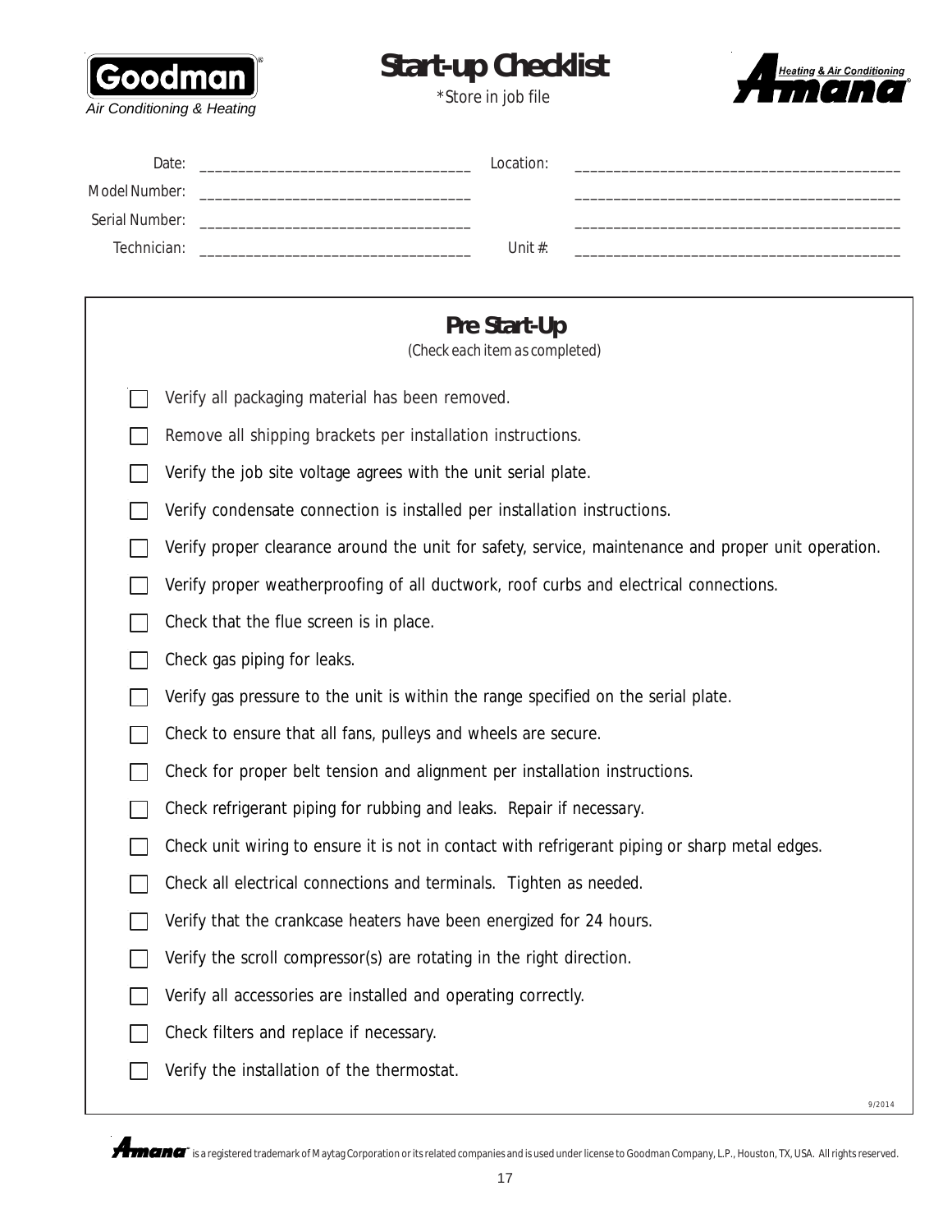Goodman Air Conditioning & Heating

# Start-up Checklist

*Store in job file

Amana Heating & Air Conditioning

Date: ______________________________ Location: ______________________________

Model Number: ______________________________ ______________________________

Serial Number: ______________________________ ______________________________

Technician: ______________________________ Unit #: ______________________________

## Pre Start-Up

*(Check each item as completed)*

- [ ] Verify all packaging material has been removed.
- [ ] Remove all shipping brackets per installation instructions.
- [ ] Verify the job site voltage agrees with the unit serial plate.
- [ ] Verify condensate connection is installed per installation instructions.
- [ ] Verify proper clearance around the unit for safety, service, maintenance and proper unit operation.
- [ ] Verify proper weatherproofing of all ductwork, roof curbs and electrical connections.
- [ ] Check that the flue screen is in place.
- [ ] Check gas piping for leaks.
- [ ] Verify gas pressure to the unit is within the range specified on the serial plate.
- [ ] Check to ensure that all fans, pulleys and wheels are secure.
- [ ] Check for proper belt tension and alignment per installation instructions.
- [ ] Check refrigerant piping for rubbing and leaks. Repair if necessary.
- [ ] Check unit wiring to ensure it is not in contact with refrigerant piping or sharp metal edges.
- [ ] Check all electrical connections and terminals. Tighten as needed.
- [ ] Verify that the crankcase heaters have been energized for 24 hours.
- [ ] Verify the scroll compressor(s) are rotating in the right direction.
- [ ] Verify all accessories are installed and operating correctly.
- [ ] Check filters and replace if necessary.
- [ ] Verify the installation of the thermostat.

9/2014

Amana is a registered trademark of Maytag Corporation or its related companies and is used under license to Goodman Company, L.P., Houston, TX, USA. All rights reserved.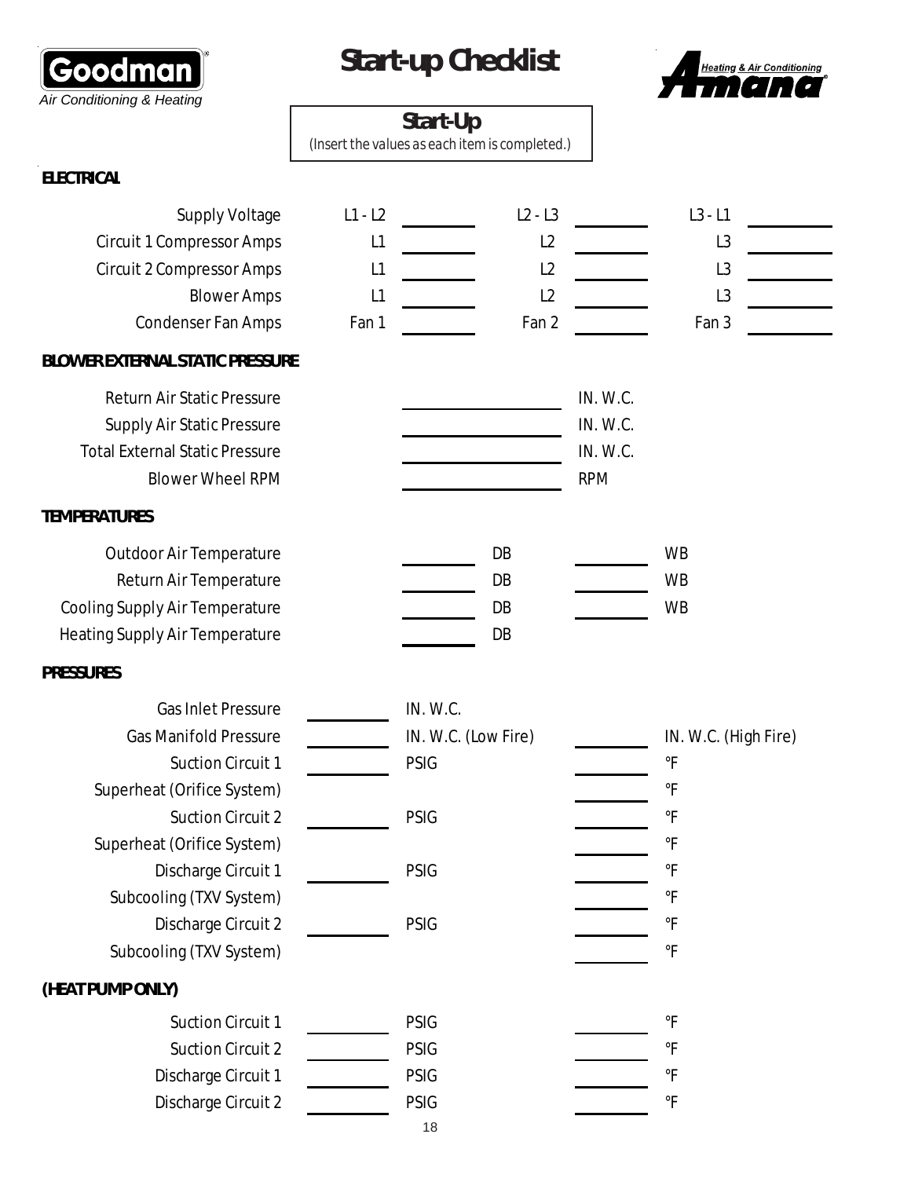Goodman Air Conditioning & Heating

# Start-up Checklist

Amana Heating & Air Conditioning

## Start-Up

*(Insert the values as each item is completed.)*

### ELECTRICAL

| | | | | | | |
|---|---|---|---|---|---|---|
| Supply Voltage | L1 - L2 | ________ | L2 - L3 | ________ | L3 - L1 | ________ |
| Circuit 1 Compressor Amps | L1 | ________ | L2 | ________ | L3 | ________ |
| Circuit 2 Compressor Amps | L1 | ________ | L2 | ________ | L3 | ________ |
| Blower Amps | L1 | ________ | L2 | ________ | L3 | ________ |
| Condenser Fan Amps | Fan 1 | ________ | Fan 2 | ________ | Fan 3 | ________ |

### BLOWER EXTERNAL STATIC PRESSURE

| | | |
|---|---|---|
| Return Air Static Pressure | ________ | IN. W.C. |
| Supply Air Static Pressure | ________ | IN. W.C. |
| Total External Static Pressure | ________ | IN. W.C. |
| Blower Wheel RPM | ________ | RPM |

### TEMPERATURES

| | | | | |
|---|---|---|---|---|
| Outdoor Air Temperature | ________ | DB | ________ | WB |
| Return Air Temperature | ________ | DB | ________ | WB |
| Cooling Supply Air Temperature | ________ | DB | ________ | WB |
| Heating Supply Air Temperature | ________ | DB | | |

### PRESSURES

| | | | | |
|---|---|---|---|---|
| Gas Inlet Pressure | ________ | IN. W.C. | | |
| Gas Manifold Pressure | ________ | IN. W.C. (Low Fire) | ________ | IN. W.C. (High Fire) |
| Suction Circuit 1 | ________ | PSIG | ________ | °F |
| Superheat (Orifice System) | | | ________ | °F |
| Suction Circuit 2 | ________ | PSIG | ________ | °F |
| Superheat (Orifice System) | | | ________ | °F |
| Discharge Circuit 1 | ________ | PSIG | ________ | °F |
| Subcooling (TXV System) | | | ________ | °F |
| Discharge Circuit 2 | ________ | PSIG | ________ | °F |
| Subcooling (TXV System) | | | ________ | °F |

### (HEAT PUMP ONLY)

| | | | | |
|---|---|---|---|---|
| Suction Circuit 1 | ________ | PSIG | ________ | °F |
| Suction Circuit 2 | ________ | PSIG | ________ | °F |
| Discharge Circuit 1 | ________ | PSIG | ________ | °F |
| Discharge Circuit 2 | ________ | PSIG | ________ | °F |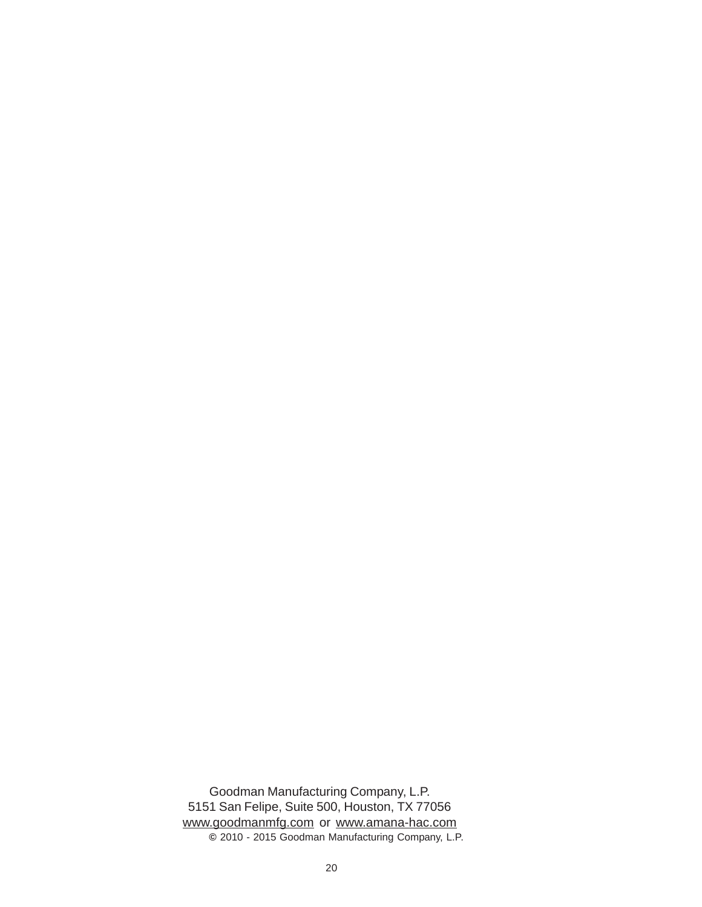Goodman Manufacturing Company, L.P.
5151 San Felipe, Suite 500, Houston, TX 77056
www.goodmanmfg.com or www.amana-hac.com
© 2010 - 2015 Goodman Manufacturing Company, L.P.